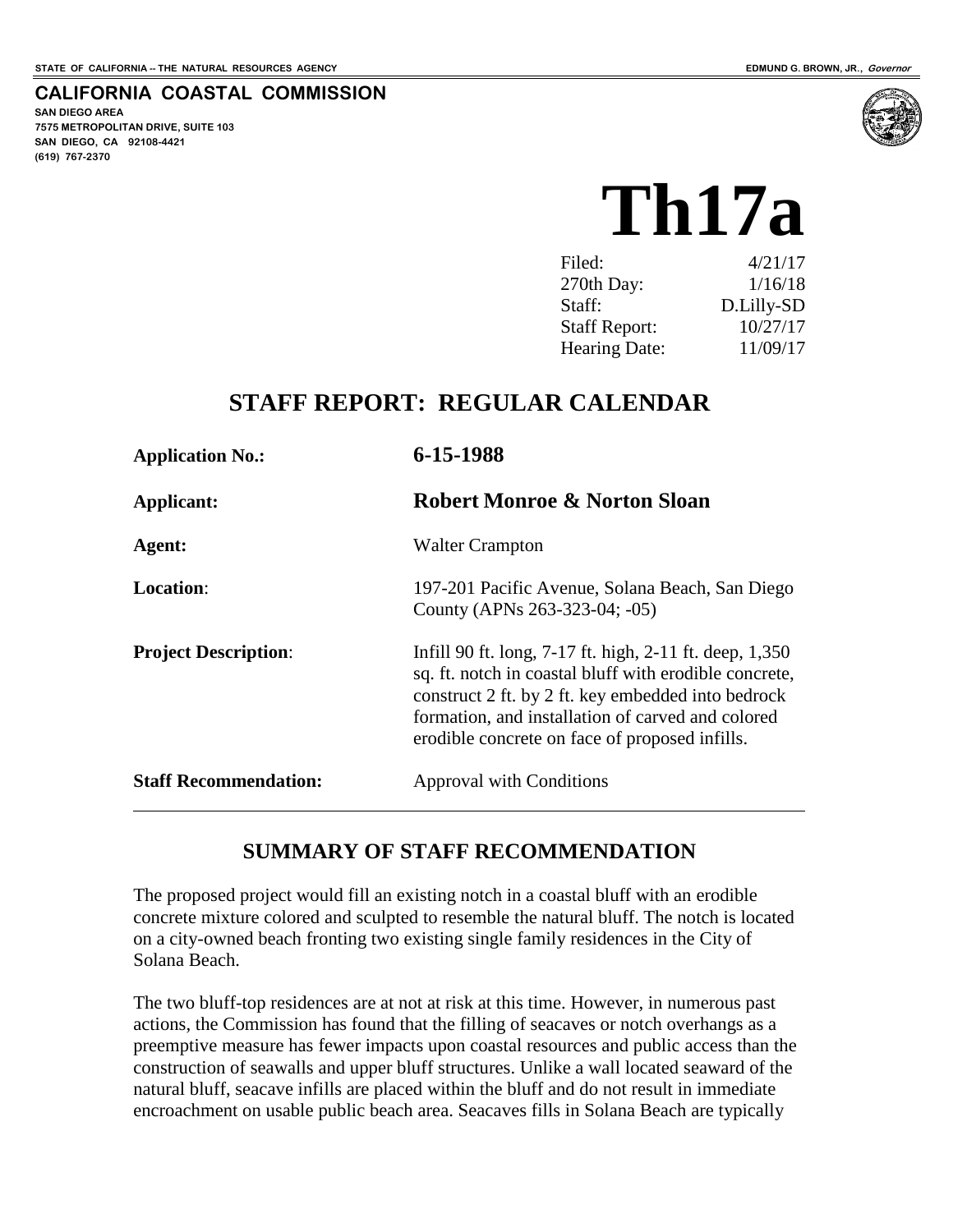STATE OF CALIFORNIA -- THE NATURAL RESOURCES AGENCY EDMUND G. BROWN, JR., *Governor*

**CALIFORNIA COASTAL COMMISSION**
**SAN DIEGO AREA**
**7575 METROPOLITAN DRIVE, SUITE 103**
**SAN DIEGO, CA 92108-4421**
**(619) 767-2370**

# Th17a

| | |
|---|---|
| Filed: | 4/21/17 |
| 270th Day: | 1/16/18 |
| Staff: | D.Lilly-SD |
| Staff Report: | 10/27/17 |
| Hearing Date: | 11/09/17 |

## STAFF REPORT: REGULAR CALENDAR

| | |
|---|---|
| **Application No.:** | **6-15-1988** |
| **Applicant:** | **Robert Monroe & Norton Sloan** |
| **Agent:** | Walter Crampton |
| **Location**: | 197-201 Pacific Avenue, Solana Beach, San Diego County (APNs 263-323-04; -05) |
| **Project Description**: | Infill 90 ft. long, 7-17 ft. high, 2-11 ft. deep, 1,350 sq. ft. notch in coastal bluff with erodible concrete, construct 2 ft. by 2 ft. key embedded into bedrock formation, and installation of carved and colored erodible concrete on face of proposed infills. |
| **Staff Recommendation:** | Approval with Conditions |

## SUMMARY OF STAFF RECOMMENDATION

The proposed project would fill an existing notch in a coastal bluff with an erodible concrete mixture colored and sculpted to resemble the natural bluff. The notch is located on a city-owned beach fronting two existing single family residences in the City of Solana Beach.

The two bluff-top residences are at not at risk at this time. However, in numerous past actions, the Commission has found that the filling of seacaves or notch overhangs as a preemptive measure has fewer impacts upon coastal resources and public access than the construction of seawalls and upper bluff structures. Unlike a wall located seaward of the natural bluff, seacave infills are placed within the bluff and do not result in immediate encroachment on usable public beach area. Seacaves fills in Solana Beach are typically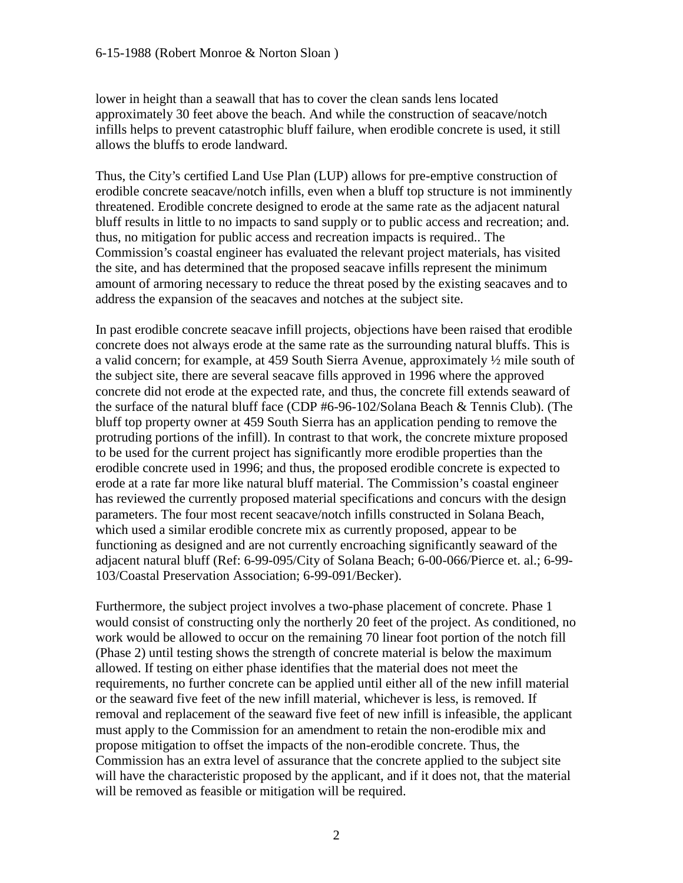lower in height than a seawall that has to cover the clean sands lens located approximately 30 feet above the beach. And while the construction of seacave/notch infills helps to prevent catastrophic bluff failure, when erodible concrete is used, it still allows the bluffs to erode landward.

Thus, the City's certified Land Use Plan (LUP) allows for pre-emptive construction of erodible concrete seacave/notch infills, even when a bluff top structure is not imminently threatened. Erodible concrete designed to erode at the same rate as the adjacent natural bluff results in little to no impacts to sand supply or to public access and recreation; and. thus, no mitigation for public access and recreation impacts is required.. The Commission's coastal engineer has evaluated the relevant project materials, has visited the site, and has determined that the proposed seacave infills represent the minimum amount of armoring necessary to reduce the threat posed by the existing seacaves and to address the expansion of the seacaves and notches at the subject site.

In past erodible concrete seacave infill projects, objections have been raised that erodible concrete does not always erode at the same rate as the surrounding natural bluffs. This is a valid concern; for example, at 459 South Sierra Avenue, approximately ½ mile south of the subject site, there are several seacave fills approved in 1996 where the approved concrete did not erode at the expected rate, and thus, the concrete fill extends seaward of the surface of the natural bluff face (CDP #6-96-102/Solana Beach & Tennis Club). (The bluff top property owner at 459 South Sierra has an application pending to remove the protruding portions of the infill). In contrast to that work, the concrete mixture proposed to be used for the current project has significantly more erodible properties than the erodible concrete used in 1996; and thus, the proposed erodible concrete is expected to erode at a rate far more like natural bluff material. The Commission's coastal engineer has reviewed the currently proposed material specifications and concurs with the design parameters. The four most recent seacave/notch infills constructed in Solana Beach, which used a similar erodible concrete mix as currently proposed, appear to be functioning as designed and are not currently encroaching significantly seaward of the adjacent natural bluff (Ref: 6-99-095/City of Solana Beach; 6-00-066/Pierce et. al.; 6-99-103/Coastal Preservation Association; 6-99-091/Becker).

Furthermore, the subject project involves a two-phase placement of concrete. Phase 1 would consist of constructing only the northerly 20 feet of the project. As conditioned, no work would be allowed to occur on the remaining 70 linear foot portion of the notch fill (Phase 2) until testing shows the strength of concrete material is below the maximum allowed. If testing on either phase identifies that the material does not meet the requirements, no further concrete can be applied until either all of the new infill material or the seaward five feet of the new infill material, whichever is less, is removed. If removal and replacement of the seaward five feet of new infill is infeasible, the applicant must apply to the Commission for an amendment to retain the non-erodible mix and propose mitigation to offset the impacts of the non-erodible concrete. Thus, the Commission has an extra level of assurance that the concrete applied to the subject site will have the characteristic proposed by the applicant, and if it does not, that the material will be removed as feasible or mitigation will be required.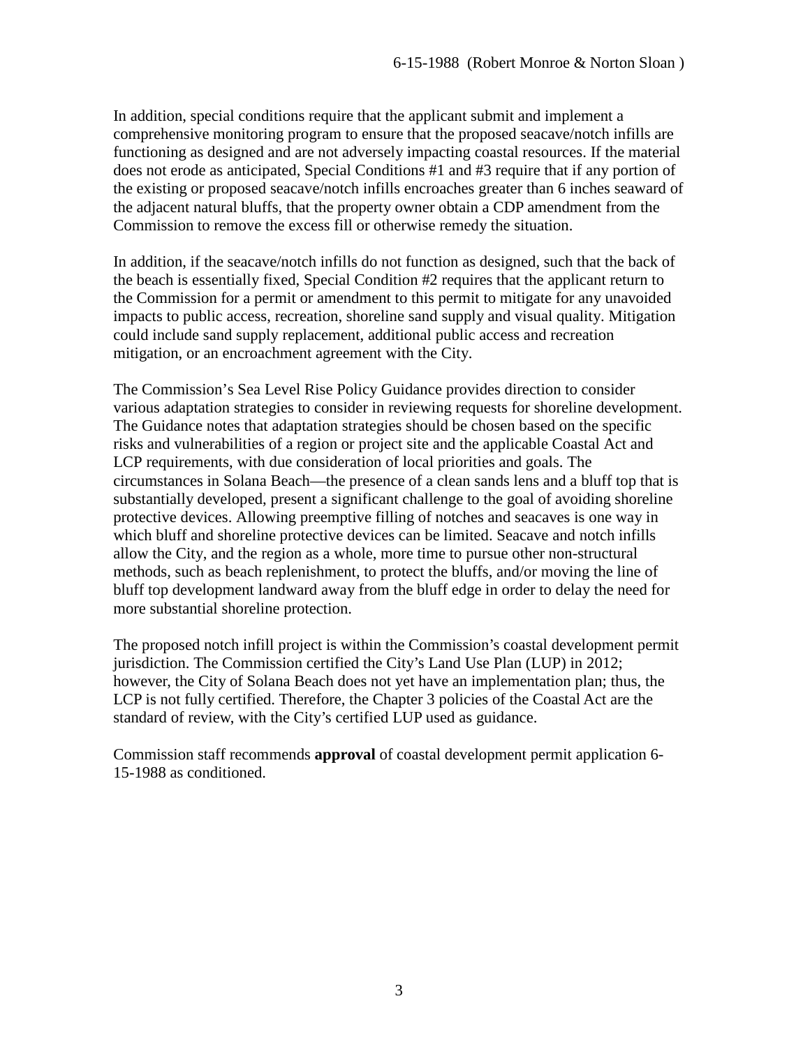In addition, special conditions require that the applicant submit and implement a comprehensive monitoring program to ensure that the proposed seacave/notch infills are functioning as designed and are not adversely impacting coastal resources. If the material does not erode as anticipated, Special Conditions #1 and #3 require that if any portion of the existing or proposed seacave/notch infills encroaches greater than 6 inches seaward of the adjacent natural bluffs, that the property owner obtain a CDP amendment from the Commission to remove the excess fill or otherwise remedy the situation.

In addition, if the seacave/notch infills do not function as designed, such that the back of the beach is essentially fixed, Special Condition #2 requires that the applicant return to the Commission for a permit or amendment to this permit to mitigate for any unavoided impacts to public access, recreation, shoreline sand supply and visual quality. Mitigation could include sand supply replacement, additional public access and recreation mitigation, or an encroachment agreement with the City.

The Commission's Sea Level Rise Policy Guidance provides direction to consider various adaptation strategies to consider in reviewing requests for shoreline development. The Guidance notes that adaptation strategies should be chosen based on the specific risks and vulnerabilities of a region or project site and the applicable Coastal Act and LCP requirements, with due consideration of local priorities and goals. The circumstances in Solana Beach—the presence of a clean sands lens and a bluff top that is substantially developed, present a significant challenge to the goal of avoiding shoreline protective devices. Allowing preemptive filling of notches and seacaves is one way in which bluff and shoreline protective devices can be limited. Seacave and notch infills allow the City, and the region as a whole, more time to pursue other non-structural methods, such as beach replenishment, to protect the bluffs, and/or moving the line of bluff top development landward away from the bluff edge in order to delay the need for more substantial shoreline protection.

The proposed notch infill project is within the Commission's coastal development permit jurisdiction. The Commission certified the City's Land Use Plan (LUP) in 2012; however, the City of Solana Beach does not yet have an implementation plan; thus, the LCP is not fully certified. Therefore, the Chapter 3 policies of the Coastal Act are the standard of review, with the City's certified LUP used as guidance.

Commission staff recommends **approval** of coastal development permit application 6-15-1988 as conditioned.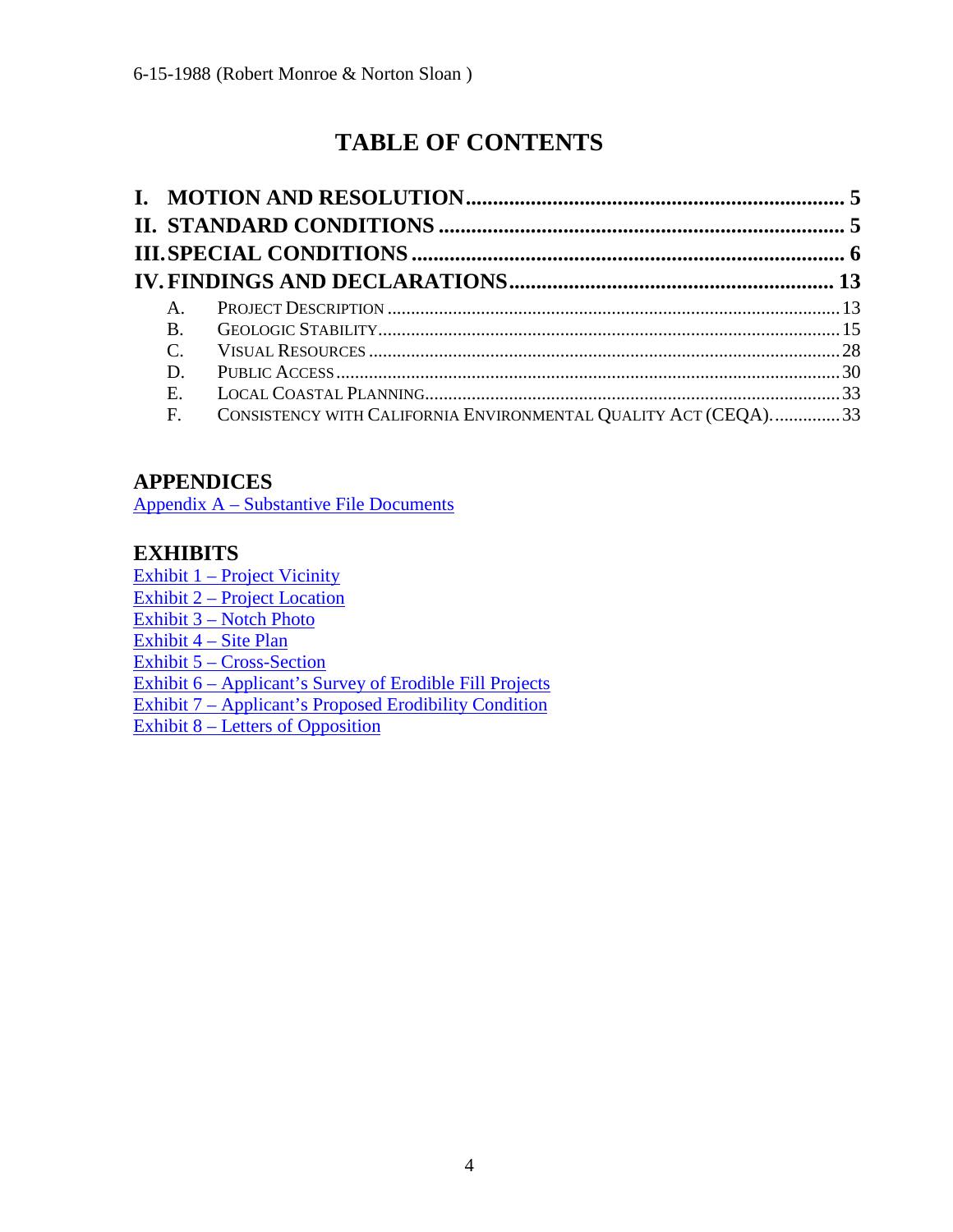# TABLE OF CONTENTS

**I. MOTION AND RESOLUTION** ..................................................................... **5**

**II. STANDARD CONDITIONS** ........................................................................ **5**

**III. SPECIAL CONDITIONS** ............................................................................ **6**

**IV. FINDINGS AND DECLARATIONS** .......................................................... **13**

- A. PROJECT DESCRIPTION ............................................................................................ 13
- B. GEOLOGIC STABILITY ................................................................................................ 15
- C. VISUAL RESOURCES .................................................................................................. 28
- D. PUBLIC ACCESS ......................................................................................................... 30
- E. LOCAL COASTAL PLANNING ...................................................................................... 33
- F. CONSISTENCY WITH CALIFORNIA ENVIRONMENTAL QUALITY ACT (CEQA). .............. 33

## APPENDICES

Appendix A – Substantive File Documents

## EXHIBITS

Exhibit 1 – Project Vicinity
Exhibit 2 – Project Location
Exhibit 3 – Notch Photo
Exhibit 4 – Site Plan
Exhibit 5 – Cross-Section
Exhibit 6 – Applicant's Survey of Erodible Fill Projects
Exhibit 7 – Applicant's Proposed Erodibility Condition
Exhibit 8 – Letters of Opposition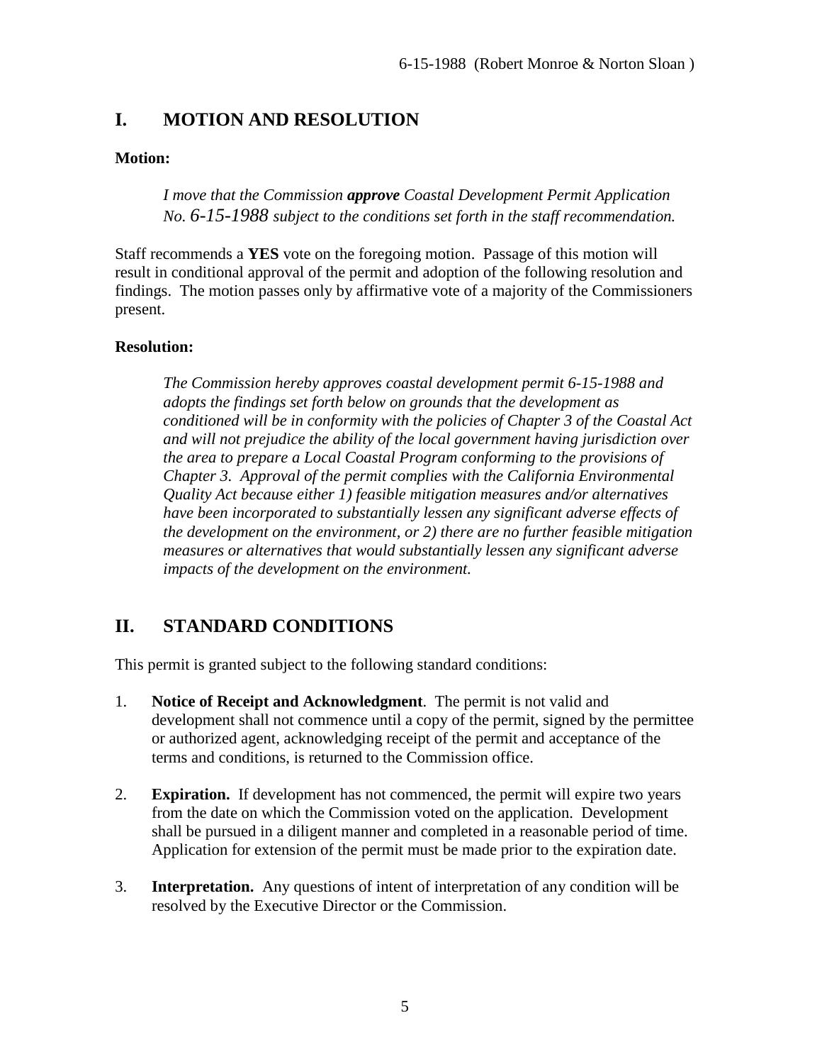## I. MOTION AND RESOLUTION

**Motion:**

*I move that the Commission **approve** Coastal Development Permit Application No. 6-15-1988 subject to the conditions set forth in the staff recommendation.*

Staff recommends a **YES** vote on the foregoing motion. Passage of this motion will result in conditional approval of the permit and adoption of the following resolution and findings. The motion passes only by affirmative vote of a majority of the Commissioners present.

**Resolution:**

*The Commission hereby approves coastal development permit 6-15-1988 and adopts the findings set forth below on grounds that the development as conditioned will be in conformity with the policies of Chapter 3 of the Coastal Act and will not prejudice the ability of the local government having jurisdiction over the area to prepare a Local Coastal Program conforming to the provisions of Chapter 3. Approval of the permit complies with the California Environmental Quality Act because either 1) feasible mitigation measures and/or alternatives have been incorporated to substantially lessen any significant adverse effects of the development on the environment, or 2) there are no further feasible mitigation measures or alternatives that would substantially lessen any significant adverse impacts of the development on the environment.*

## II. STANDARD CONDITIONS

This permit is granted subject to the following standard conditions:

1. **Notice of Receipt and Acknowledgment**. The permit is not valid and development shall not commence until a copy of the permit, signed by the permittee or authorized agent, acknowledging receipt of the permit and acceptance of the terms and conditions, is returned to the Commission office.

2. **Expiration.** If development has not commenced, the permit will expire two years from the date on which the Commission voted on the application. Development shall be pursued in a diligent manner and completed in a reasonable period of time. Application for extension of the permit must be made prior to the expiration date.

3. **Interpretation.** Any questions of intent of interpretation of any condition will be resolved by the Executive Director or the Commission.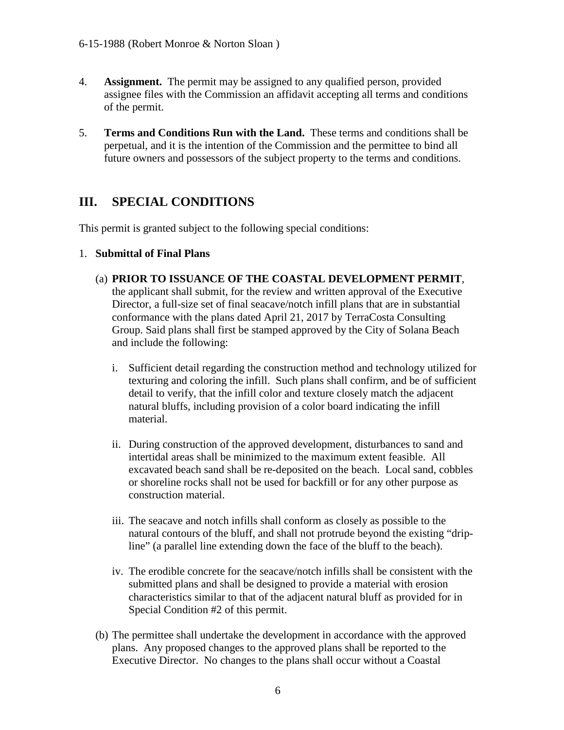4. **Assignment.** The permit may be assigned to any qualified person, provided assignee files with the Commission an affidavit accepting all terms and conditions of the permit.

5. **Terms and Conditions Run with the Land.** These terms and conditions shall be perpetual, and it is the intention of the Commission and the permittee to bind all future owners and possessors of the subject property to the terms and conditions.

## III. SPECIAL CONDITIONS

This permit is granted subject to the following special conditions:

1. **Submittal of Final Plans**

   (a) **PRIOR TO ISSUANCE OF THE COASTAL DEVELOPMENT PERMIT**, the applicant shall submit, for the review and written approval of the Executive Director, a full-size set of final seacave/notch infill plans that are in substantial conformance with the plans dated April 21, 2017 by TerraCosta Consulting Group. Said plans shall first be stamped approved by the City of Solana Beach and include the following:

      i. Sufficient detail regarding the construction method and technology utilized for texturing and coloring the infill. Such plans shall confirm, and be of sufficient detail to verify, that the infill color and texture closely match the adjacent natural bluffs, including provision of a color board indicating the infill material.

      ii. During construction of the approved development, disturbances to sand and intertidal areas shall be minimized to the maximum extent feasible. All excavated beach sand shall be re-deposited on the beach. Local sand, cobbles or shoreline rocks shall not be used for backfill or for any other purpose as construction material.

      iii. The seacave and notch infills shall conform as closely as possible to the natural contours of the bluff, and shall not protrude beyond the existing "drip-line" (a parallel line extending down the face of the bluff to the beach).

      iv. The erodible concrete for the seacave/notch infills shall be consistent with the submitted plans and shall be designed to provide a material with erosion characteristics similar to that of the adjacent natural bluff as provided for in Special Condition #2 of this permit.

   (b) The permittee shall undertake the development in accordance with the approved plans. Any proposed changes to the approved plans shall be reported to the Executive Director. No changes to the plans shall occur without a Coastal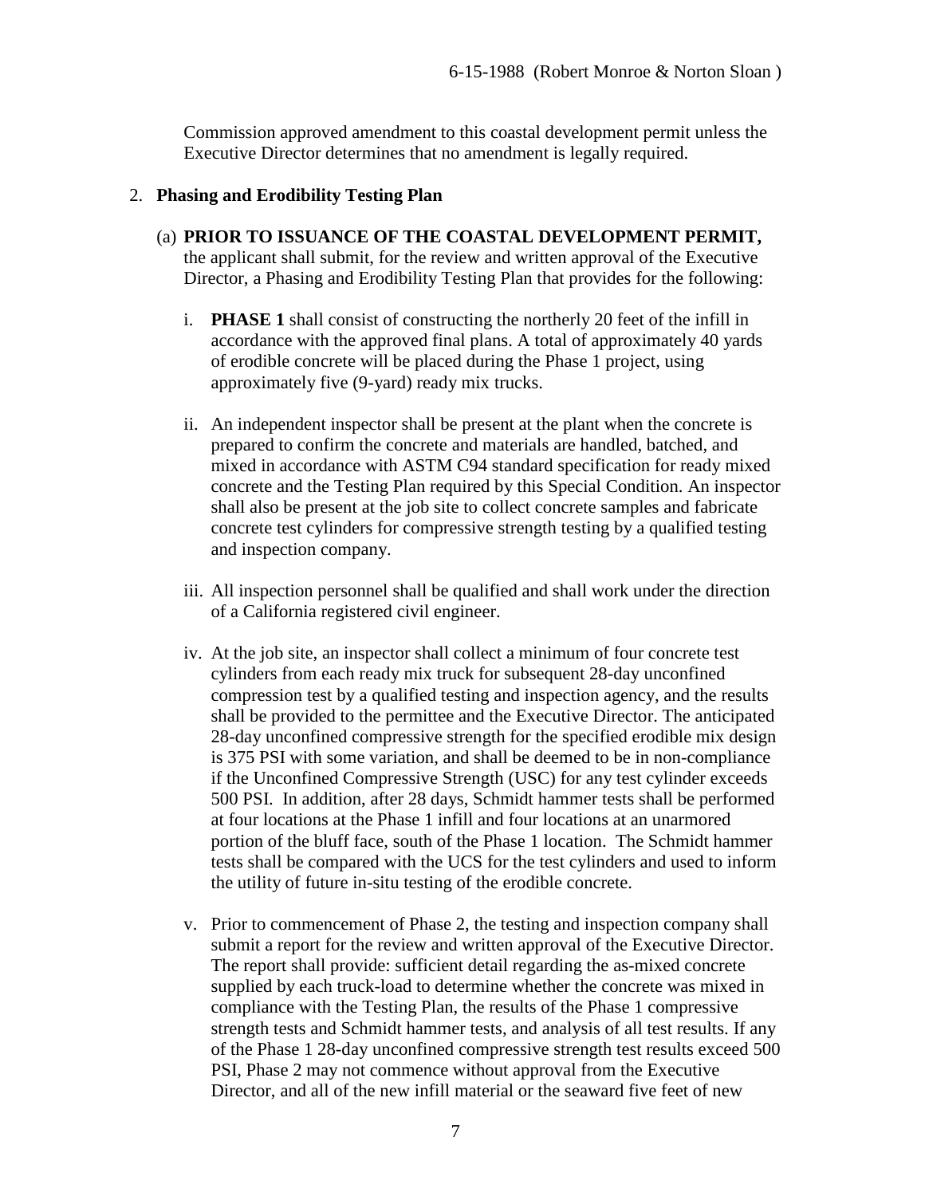Commission approved amendment to this coastal development permit unless the Executive Director determines that no amendment is legally required.

2. **Phasing and Erodibility Testing Plan**

   (a) **PRIOR TO ISSUANCE OF THE COASTAL DEVELOPMENT PERMIT,** the applicant shall submit, for the review and written approval of the Executive Director, a Phasing and Erodibility Testing Plan that provides for the following:

   i. **PHASE 1** shall consist of constructing the northerly 20 feet of the infill in accordance with the approved final plans. A total of approximately 40 yards of erodible concrete will be placed during the Phase 1 project, using approximately five (9-yard) ready mix trucks.

   ii. An independent inspector shall be present at the plant when the concrete is prepared to confirm the concrete and materials are handled, batched, and mixed in accordance with ASTM C94 standard specification for ready mixed concrete and the Testing Plan required by this Special Condition. An inspector shall also be present at the job site to collect concrete samples and fabricate concrete test cylinders for compressive strength testing by a qualified testing and inspection company.

   iii. All inspection personnel shall be qualified and shall work under the direction of a California registered civil engineer.

   iv. At the job site, an inspector shall collect a minimum of four concrete test cylinders from each ready mix truck for subsequent 28-day unconfined compression test by a qualified testing and inspection agency, and the results shall be provided to the permittee and the Executive Director. The anticipated 28-day unconfined compressive strength for the specified erodible mix design is 375 PSI with some variation, and shall be deemed to be in non-compliance if the Unconfined Compressive Strength (USC) for any test cylinder exceeds 500 PSI. In addition, after 28 days, Schmidt hammer tests shall be performed at four locations at the Phase 1 infill and four locations at an unarmored portion of the bluff face, south of the Phase 1 location. The Schmidt hammer tests shall be compared with the UCS for the test cylinders and used to inform the utility of future in-situ testing of the erodible concrete.

   v. Prior to commencement of Phase 2, the testing and inspection company shall submit a report for the review and written approval of the Executive Director. The report shall provide: sufficient detail regarding the as-mixed concrete supplied by each truck-load to determine whether the concrete was mixed in compliance with the Testing Plan, the results of the Phase 1 compressive strength tests and Schmidt hammer tests, and analysis of all test results. If any of the Phase 1 28-day unconfined compressive strength test results exceed 500 PSI, Phase 2 may not commence without approval from the Executive Director, and all of the new infill material or the seaward five feet of new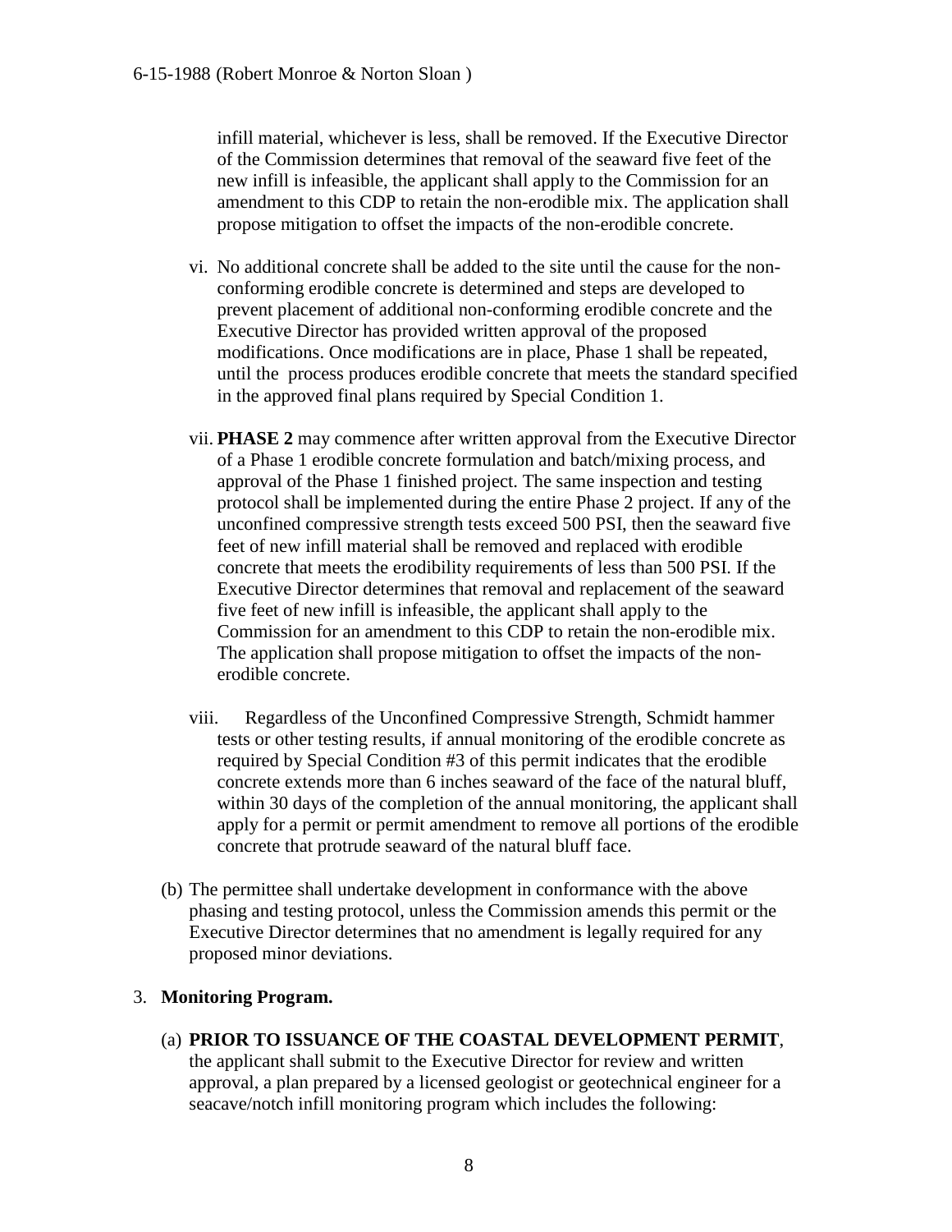infill material, whichever is less, shall be removed. If the Executive Director of the Commission determines that removal of the seaward five feet of the new infill is infeasible, the applicant shall apply to the Commission for an amendment to this CDP to retain the non-erodible mix. The application shall propose mitigation to offset the impacts of the non-erodible concrete.

vi. No additional concrete shall be added to the site until the cause for the non-conforming erodible concrete is determined and steps are developed to prevent placement of additional non-conforming erodible concrete and the Executive Director has provided written approval of the proposed modifications. Once modifications are in place, Phase 1 shall be repeated, until the process produces erodible concrete that meets the standard specified in the approved final plans required by Special Condition 1.

vii. **PHASE 2** may commence after written approval from the Executive Director of a Phase 1 erodible concrete formulation and batch/mixing process, and approval of the Phase 1 finished project. The same inspection and testing protocol shall be implemented during the entire Phase 2 project. If any of the unconfined compressive strength tests exceed 500 PSI, then the seaward five feet of new infill material shall be removed and replaced with erodible concrete that meets the erodibility requirements of less than 500 PSI. If the Executive Director determines that removal and replacement of the seaward five feet of new infill is infeasible, the applicant shall apply to the Commission for an amendment to this CDP to retain the non-erodible mix. The application shall propose mitigation to offset the impacts of the non-erodible concrete.

viii. Regardless of the Unconfined Compressive Strength, Schmidt hammer tests or other testing results, if annual monitoring of the erodible concrete as required by Special Condition #3 of this permit indicates that the erodible concrete extends more than 6 inches seaward of the face of the natural bluff, within 30 days of the completion of the annual monitoring, the applicant shall apply for a permit or permit amendment to remove all portions of the erodible concrete that protrude seaward of the natural bluff face.

(b) The permittee shall undertake development in conformance with the above phasing and testing protocol, unless the Commission amends this permit or the Executive Director determines that no amendment is legally required for any proposed minor deviations.

3. **Monitoring Program.**

(a) **PRIOR TO ISSUANCE OF THE COASTAL DEVELOPMENT PERMIT**, the applicant shall submit to the Executive Director for review and written approval, a plan prepared by a licensed geologist or geotechnical engineer for a seacave/notch infill monitoring program which includes the following: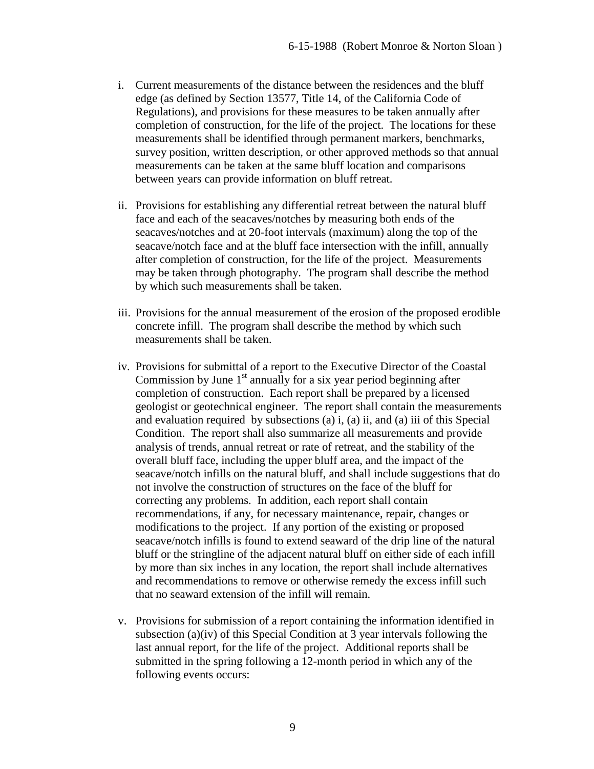i. Current measurements of the distance between the residences and the bluff edge (as defined by Section 13577, Title 14, of the California Code of Regulations), and provisions for these measures to be taken annually after completion of construction, for the life of the project. The locations for these measurements shall be identified through permanent markers, benchmarks, survey position, written description, or other approved methods so that annual measurements can be taken at the same bluff location and comparisons between years can provide information on bluff retreat.

ii. Provisions for establishing any differential retreat between the natural bluff face and each of the seacaves/notches by measuring both ends of the seacaves/notches and at 20-foot intervals (maximum) along the top of the seacave/notch face and at the bluff face intersection with the infill, annually after completion of construction, for the life of the project. Measurements may be taken through photography. The program shall describe the method by which such measurements shall be taken.

iii. Provisions for the annual measurement of the erosion of the proposed erodible concrete infill. The program shall describe the method by which such measurements shall be taken.

iv. Provisions for submittal of a report to the Executive Director of the Coastal Commission by June 1st annually for a six year period beginning after completion of construction. Each report shall be prepared by a licensed geologist or geotechnical engineer. The report shall contain the measurements and evaluation required by subsections (a) i, (a) ii, and (a) iii of this Special Condition. The report shall also summarize all measurements and provide analysis of trends, annual retreat or rate of retreat, and the stability of the overall bluff face, including the upper bluff area, and the impact of the seacave/notch infills on the natural bluff, and shall include suggestions that do not involve the construction of structures on the face of the bluff for correcting any problems. In addition, each report shall contain recommendations, if any, for necessary maintenance, repair, changes or modifications to the project. If any portion of the existing or proposed seacave/notch infills is found to extend seaward of the drip line of the natural bluff or the stringline of the adjacent natural bluff on either side of each infill by more than six inches in any location, the report shall include alternatives and recommendations to remove or otherwise remedy the excess infill such that no seaward extension of the infill will remain.

v. Provisions for submission of a report containing the information identified in subsection (a)(iv) of this Special Condition at 3 year intervals following the last annual report, for the life of the project. Additional reports shall be submitted in the spring following a 12-month period in which any of the following events occurs: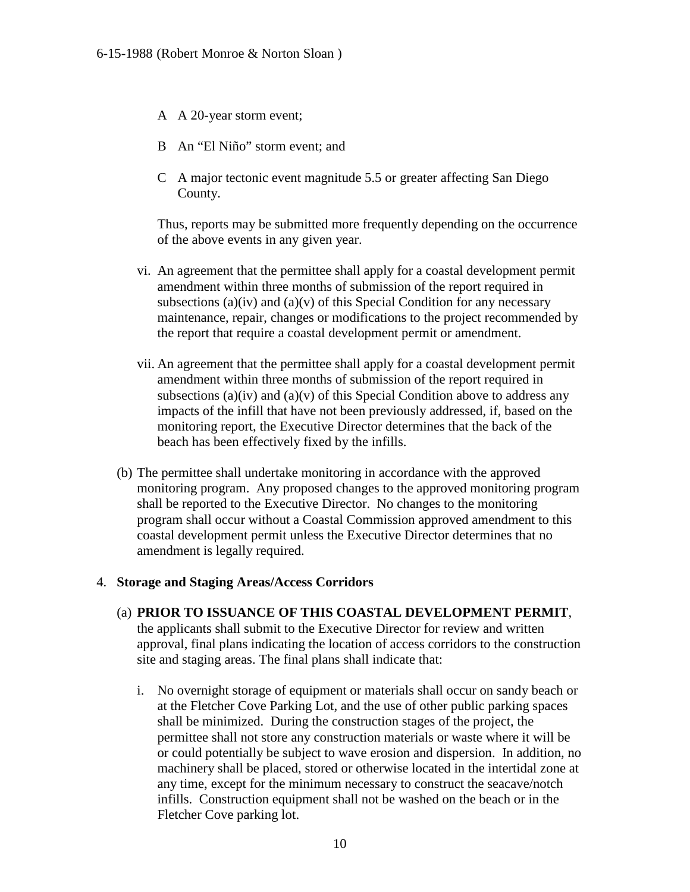A A 20-year storm event;

B An "El Niño" storm event; and

C A major tectonic event magnitude 5.5 or greater affecting San Diego County.

Thus, reports may be submitted more frequently depending on the occurrence of the above events in any given year.

vi. An agreement that the permittee shall apply for a coastal development permit amendment within three months of submission of the report required in subsections (a)(iv) and (a)(v) of this Special Condition for any necessary maintenance, repair, changes or modifications to the project recommended by the report that require a coastal development permit or amendment.

vii. An agreement that the permittee shall apply for a coastal development permit amendment within three months of submission of the report required in subsections (a)(iv) and (a)(v) of this Special Condition above to address any impacts of the infill that have not been previously addressed, if, based on the monitoring report, the Executive Director determines that the back of the beach has been effectively fixed by the infills.

(b) The permittee shall undertake monitoring in accordance with the approved monitoring program. Any proposed changes to the approved monitoring program shall be reported to the Executive Director. No changes to the monitoring program shall occur without a Coastal Commission approved amendment to this coastal development permit unless the Executive Director determines that no amendment is legally required.

4. **Storage and Staging Areas/Access Corridors**

(a) **PRIOR TO ISSUANCE OF THIS COASTAL DEVELOPMENT PERMIT**, the applicants shall submit to the Executive Director for review and written approval, final plans indicating the location of access corridors to the construction site and staging areas. The final plans shall indicate that:

i. No overnight storage of equipment or materials shall occur on sandy beach or at the Fletcher Cove Parking Lot, and the use of other public parking spaces shall be minimized. During the construction stages of the project, the permittee shall not store any construction materials or waste where it will be or could potentially be subject to wave erosion and dispersion. In addition, no machinery shall be placed, stored or otherwise located in the intertidal zone at any time, except for the minimum necessary to construct the seacave/notch infills. Construction equipment shall not be washed on the beach or in the Fletcher Cove parking lot.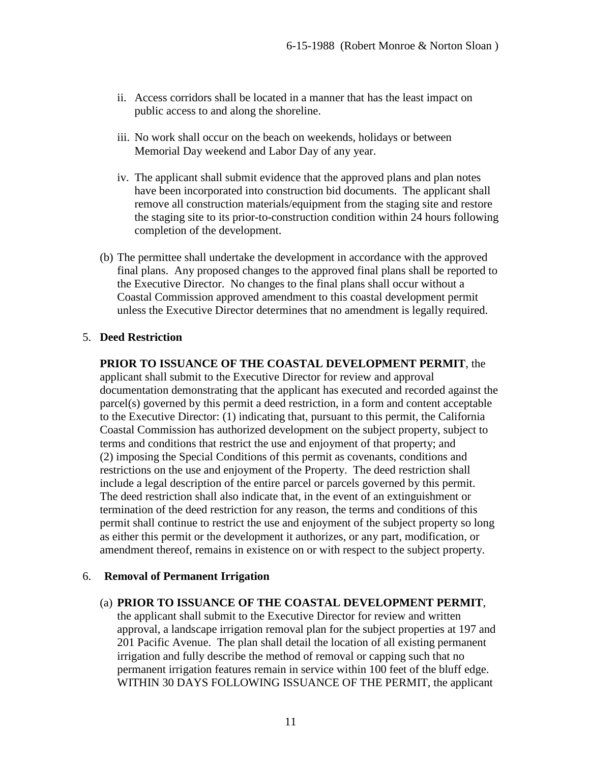ii. Access corridors shall be located in a manner that has the least impact on public access to and along the shoreline.

iii. No work shall occur on the beach on weekends, holidays or between Memorial Day weekend and Labor Day of any year.

iv. The applicant shall submit evidence that the approved plans and plan notes have been incorporated into construction bid documents. The applicant shall remove all construction materials/equipment from the staging site and restore the staging site to its prior-to-construction condition within 24 hours following completion of the development.

(b) The permittee shall undertake the development in accordance with the approved final plans. Any proposed changes to the approved final plans shall be reported to the Executive Director. No changes to the final plans shall occur without a Coastal Commission approved amendment to this coastal development permit unless the Executive Director determines that no amendment is legally required.

5. **Deed Restriction**

**PRIOR TO ISSUANCE OF THE COASTAL DEVELOPMENT PERMIT**, the applicant shall submit to the Executive Director for review and approval documentation demonstrating that the applicant has executed and recorded against the parcel(s) governed by this permit a deed restriction, in a form and content acceptable to the Executive Director: (1) indicating that, pursuant to this permit, the California Coastal Commission has authorized development on the subject property, subject to terms and conditions that restrict the use and enjoyment of that property; and (2) imposing the Special Conditions of this permit as covenants, conditions and restrictions on the use and enjoyment of the Property. The deed restriction shall include a legal description of the entire parcel or parcels governed by this permit. The deed restriction shall also indicate that, in the event of an extinguishment or termination of the deed restriction for any reason, the terms and conditions of this permit shall continue to restrict the use and enjoyment of the subject property so long as either this permit or the development it authorizes, or any part, modification, or amendment thereof, remains in existence on or with respect to the subject property.

6. **Removal of Permanent Irrigation**

(a) **PRIOR TO ISSUANCE OF THE COASTAL DEVELOPMENT PERMIT**, the applicant shall submit to the Executive Director for review and written approval, a landscape irrigation removal plan for the subject properties at 197 and 201 Pacific Avenue. The plan shall detail the location of all existing permanent irrigation and fully describe the method of removal or capping such that no permanent irrigation features remain in service within 100 feet of the bluff edge. WITHIN 30 DAYS FOLLOWING ISSUANCE OF THE PERMIT, the applicant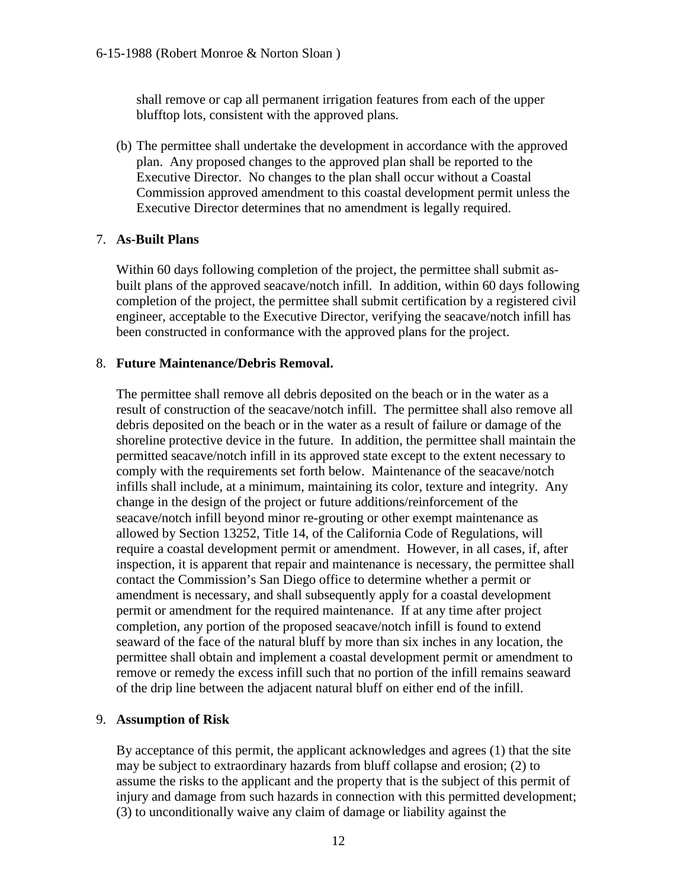shall remove or cap all permanent irrigation features from each of the upper blufftop lots, consistent with the approved plans.

(b) The permittee shall undertake the development in accordance with the approved plan. Any proposed changes to the approved plan shall be reported to the Executive Director. No changes to the plan shall occur without a Coastal Commission approved amendment to this coastal development permit unless the Executive Director determines that no amendment is legally required.

7. **As-Built Plans**

Within 60 days following completion of the project, the permittee shall submit as-built plans of the approved seacave/notch infill. In addition, within 60 days following completion of the project, the permittee shall submit certification by a registered civil engineer, acceptable to the Executive Director, verifying the seacave/notch infill has been constructed in conformance with the approved plans for the project.

8. **Future Maintenance/Debris Removal.**

The permittee shall remove all debris deposited on the beach or in the water as a result of construction of the seacave/notch infill. The permittee shall also remove all debris deposited on the beach or in the water as a result of failure or damage of the shoreline protective device in the future. In addition, the permittee shall maintain the permitted seacave/notch infill in its approved state except to the extent necessary to comply with the requirements set forth below. Maintenance of the seacave/notch infills shall include, at a minimum, maintaining its color, texture and integrity. Any change in the design of the project or future additions/reinforcement of the seacave/notch infill beyond minor re-grouting or other exempt maintenance as allowed by Section 13252, Title 14, of the California Code of Regulations, will require a coastal development permit or amendment. However, in all cases, if, after inspection, it is apparent that repair and maintenance is necessary, the permittee shall contact the Commission's San Diego office to determine whether a permit or amendment is necessary, and shall subsequently apply for a coastal development permit or amendment for the required maintenance. If at any time after project completion, any portion of the proposed seacave/notch infill is found to extend seaward of the face of the natural bluff by more than six inches in any location, the permittee shall obtain and implement a coastal development permit or amendment to remove or remedy the excess infill such that no portion of the infill remains seaward of the drip line between the adjacent natural bluff on either end of the infill.

9. **Assumption of Risk**

By acceptance of this permit, the applicant acknowledges and agrees (1) that the site may be subject to extraordinary hazards from bluff collapse and erosion; (2) to assume the risks to the applicant and the property that is the subject of this permit of injury and damage from such hazards in connection with this permitted development; (3) to unconditionally waive any claim of damage or liability against the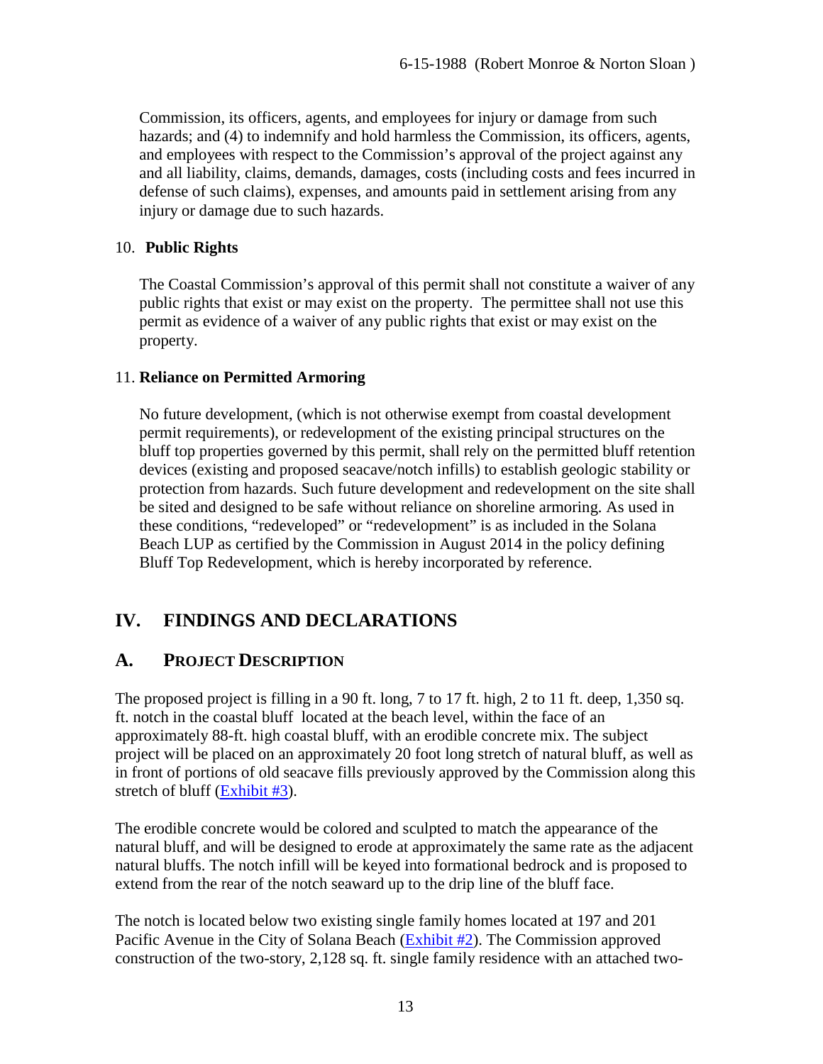Commission, its officers, agents, and employees for injury or damage from such hazards; and (4) to indemnify and hold harmless the Commission, its officers, agents, and employees with respect to the Commission's approval of the project against any and all liability, claims, demands, damages, costs (including costs and fees incurred in defense of such claims), expenses, and amounts paid in settlement arising from any injury or damage due to such hazards.

10. **Public Rights**

The Coastal Commission's approval of this permit shall not constitute a waiver of any public rights that exist or may exist on the property. The permittee shall not use this permit as evidence of a waiver of any public rights that exist or may exist on the property.

11. **Reliance on Permitted Armoring**

No future development, (which is not otherwise exempt from coastal development permit requirements), or redevelopment of the existing principal structures on the bluff top properties governed by this permit, shall rely on the permitted bluff retention devices (existing and proposed seacave/notch infills) to establish geologic stability or protection from hazards. Such future development and redevelopment on the site shall be sited and designed to be safe without reliance on shoreline armoring. As used in these conditions, "redeveloped" or "redevelopment" is as included in the Solana Beach LUP as certified by the Commission in August 2014 in the policy defining Bluff Top Redevelopment, which is hereby incorporated by reference.

# IV. FINDINGS AND DECLARATIONS

## A. PROJECT DESCRIPTION

The proposed project is filling in a 90 ft. long, 7 to 17 ft. high, 2 to 11 ft. deep, 1,350 sq. ft. notch in the coastal bluff located at the beach level, within the face of an approximately 88-ft. high coastal bluff, with an erodible concrete mix. The subject project will be placed on an approximately 20 foot long stretch of natural bluff, as well as in front of portions of old seacave fills previously approved by the Commission along this stretch of bluff (Exhibit #3).

The erodible concrete would be colored and sculpted to match the appearance of the natural bluff, and will be designed to erode at approximately the same rate as the adjacent natural bluffs. The notch infill will be keyed into formational bedrock and is proposed to extend from the rear of the notch seaward up to the drip line of the bluff face.

The notch is located below two existing single family homes located at 197 and 201 Pacific Avenue in the City of Solana Beach (Exhibit #2). The Commission approved construction of the two-story, 2,128 sq. ft. single family residence with an attached two-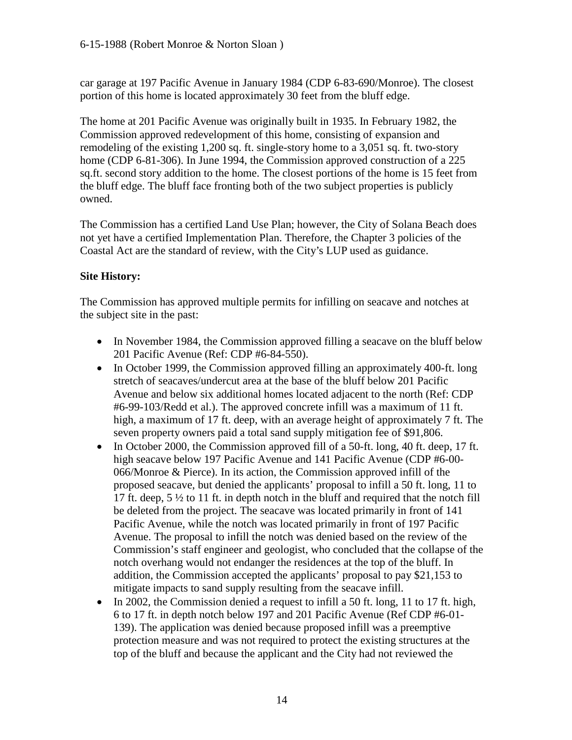car garage at 197 Pacific Avenue in January 1984 (CDP 6-83-690/Monroe). The closest portion of this home is located approximately 30 feet from the bluff edge.

The home at 201 Pacific Avenue was originally built in 1935. In February 1982, the Commission approved redevelopment of this home, consisting of expansion and remodeling of the existing 1,200 sq. ft. single-story home to a 3,051 sq. ft. two-story home (CDP 6-81-306). In June 1994, the Commission approved construction of a 225 sq.ft. second story addition to the home. The closest portions of the home is 15 feet from the bluff edge. The bluff face fronting both of the two subject properties is publicly owned.

The Commission has a certified Land Use Plan; however, the City of Solana Beach does not yet have a certified Implementation Plan. Therefore, the Chapter 3 policies of the Coastal Act are the standard of review, with the City's LUP used as guidance.

**Site History:**

The Commission has approved multiple permits for infilling on seacave and notches at the subject site in the past:

- In November 1984, the Commission approved filling a seacave on the bluff below 201 Pacific Avenue (Ref: CDP #6-84-550).
- In October 1999, the Commission approved filling an approximately 400-ft. long stretch of seacaves/undercut area at the base of the bluff below 201 Pacific Avenue and below six additional homes located adjacent to the north (Ref: CDP #6-99-103/Redd et al.). The approved concrete infill was a maximum of 11 ft. high, a maximum of 17 ft. deep, with an average height of approximately 7 ft. The seven property owners paid a total sand supply mitigation fee of $91,806.
- In October 2000, the Commission approved fill of a 50-ft. long, 40 ft. deep, 17 ft. high seacave below 197 Pacific Avenue and 141 Pacific Avenue (CDP #6-00-066/Monroe & Pierce). In its action, the Commission approved infill of the proposed seacave, but denied the applicants' proposal to infill a 50 ft. long, 11 to 17 ft. deep, 5 ½ to 11 ft. in depth notch in the bluff and required that the notch fill be deleted from the project. The seacave was located primarily in front of 141 Pacific Avenue, while the notch was located primarily in front of 197 Pacific Avenue. The proposal to infill the notch was denied based on the review of the Commission's staff engineer and geologist, who concluded that the collapse of the notch overhang would not endanger the residences at the top of the bluff. In addition, the Commission accepted the applicants' proposal to pay $21,153 to mitigate impacts to sand supply resulting from the seacave infill.
- In 2002, the Commission denied a request to infill a 50 ft. long, 11 to 17 ft. high, 6 to 17 ft. in depth notch below 197 and 201 Pacific Avenue (Ref CDP #6-01-139). The application was denied because proposed infill was a preemptive protection measure and was not required to protect the existing structures at the top of the bluff and because the applicant and the City had not reviewed the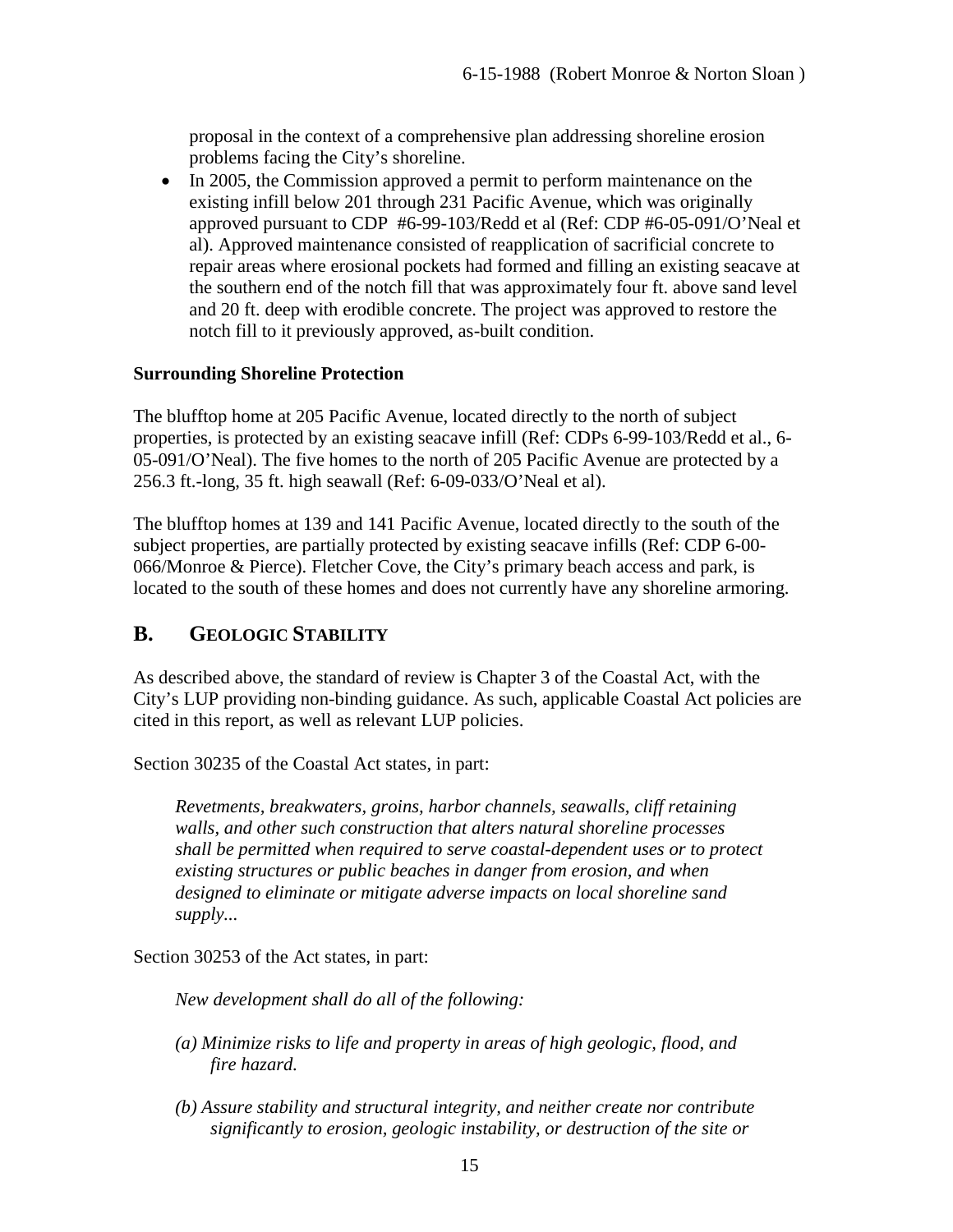proposal in the context of a comprehensive plan addressing shoreline erosion problems facing the City's shoreline.

- In 2005, the Commission approved a permit to perform maintenance on the existing infill below 201 through 231 Pacific Avenue, which was originally approved pursuant to CDP #6-99-103/Redd et al (Ref: CDP #6-05-091/O'Neal et al). Approved maintenance consisted of reapplication of sacrificial concrete to repair areas where erosional pockets had formed and filling an existing seacave at the southern end of the notch fill that was approximately four ft. above sand level and 20 ft. deep with erodible concrete. The project was approved to restore the notch fill to it previously approved, as-built condition.

**Surrounding Shoreline Protection**

The blufftop home at 205 Pacific Avenue, located directly to the north of subject properties, is protected by an existing seacave infill (Ref: CDPs 6-99-103/Redd et al., 6-05-091/O'Neal). The five homes to the north of 205 Pacific Avenue are protected by a 256.3 ft.-long, 35 ft. high seawall (Ref: 6-09-033/O'Neal et al).

The blufftop homes at 139 and 141 Pacific Avenue, located directly to the south of the subject properties, are partially protected by existing seacave infills (Ref: CDP 6-00-066/Monroe & Pierce). Fletcher Cove, the City's primary beach access and park, is located to the south of these homes and does not currently have any shoreline armoring.

## B. GEOLOGIC STABILITY

As described above, the standard of review is Chapter 3 of the Coastal Act, with the City's LUP providing non-binding guidance. As such, applicable Coastal Act policies are cited in this report, as well as relevant LUP policies.

Section 30235 of the Coastal Act states, in part:

> *Revetments, breakwaters, groins, harbor channels, seawalls, cliff retaining walls, and other such construction that alters natural shoreline processes shall be permitted when required to serve coastal-dependent uses or to protect existing structures or public beaches in danger from erosion, and when designed to eliminate or mitigate adverse impacts on local shoreline sand supply...*

Section 30253 of the Act states, in part:

> *New development shall do all of the following:*
>
> *(a) Minimize risks to life and property in areas of high geologic, flood, and fire hazard.*
>
> *(b) Assure stability and structural integrity, and neither create nor contribute significantly to erosion, geologic instability, or destruction of the site or*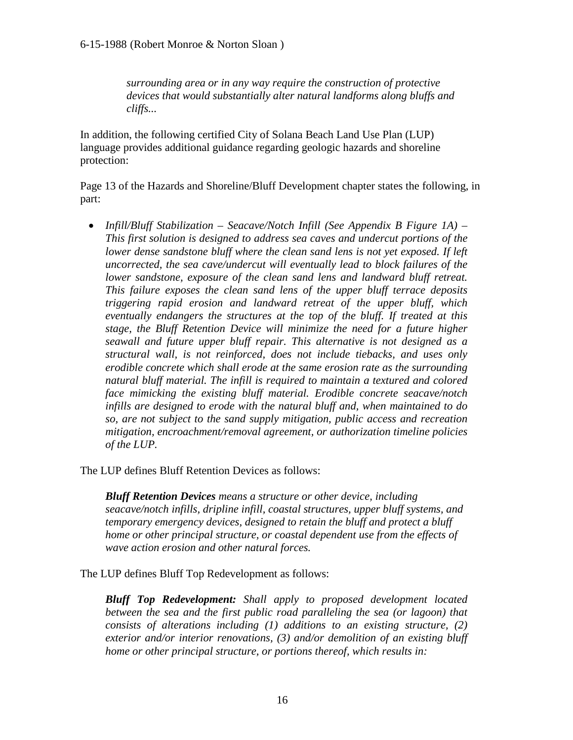*surrounding area or in any way require the construction of protective devices that would substantially alter natural landforms along bluffs and cliffs...*

In addition, the following certified City of Solana Beach Land Use Plan (LUP) language provides additional guidance regarding geologic hazards and shoreline protection:

Page 13 of the Hazards and Shoreline/Bluff Development chapter states the following, in part:

- *Infill/Bluff Stabilization – Seacave/Notch Infill (See Appendix B Figure 1A) – This first solution is designed to address sea caves and undercut portions of the lower dense sandstone bluff where the clean sand lens is not yet exposed. If left uncorrected, the sea cave/undercut will eventually lead to block failures of the lower sandstone, exposure of the clean sand lens and landward bluff retreat. This failure exposes the clean sand lens of the upper bluff terrace deposits triggering rapid erosion and landward retreat of the upper bluff, which eventually endangers the structures at the top of the bluff. If treated at this stage, the Bluff Retention Device will minimize the need for a future higher seawall and future upper bluff repair. This alternative is not designed as a structural wall, is not reinforced, does not include tiebacks, and uses only erodible concrete which shall erode at the same erosion rate as the surrounding natural bluff material. The infill is required to maintain a textured and colored face mimicking the existing bluff material. Erodible concrete seacave/notch infills are designed to erode with the natural bluff and, when maintained to do so, are not subject to the sand supply mitigation, public access and recreation mitigation, encroachment/removal agreement, or authorization timeline policies of the LUP.*

The LUP defines Bluff Retention Devices as follows:

> ***Bluff Retention Devices** means a structure or other device, including seacave/notch infills, dripline infill, coastal structures, upper bluff systems, and temporary emergency devices, designed to retain the bluff and protect a bluff home or other principal structure, or coastal dependent use from the effects of wave action erosion and other natural forces.*

The LUP defines Bluff Top Redevelopment as follows:

> ***Bluff Top Redevelopment:** Shall apply to proposed development located between the sea and the first public road paralleling the sea (or lagoon) that consists of alterations including (1) additions to an existing structure, (2) exterior and/or interior renovations, (3) and/or demolition of an existing bluff home or other principal structure, or portions thereof, which results in:*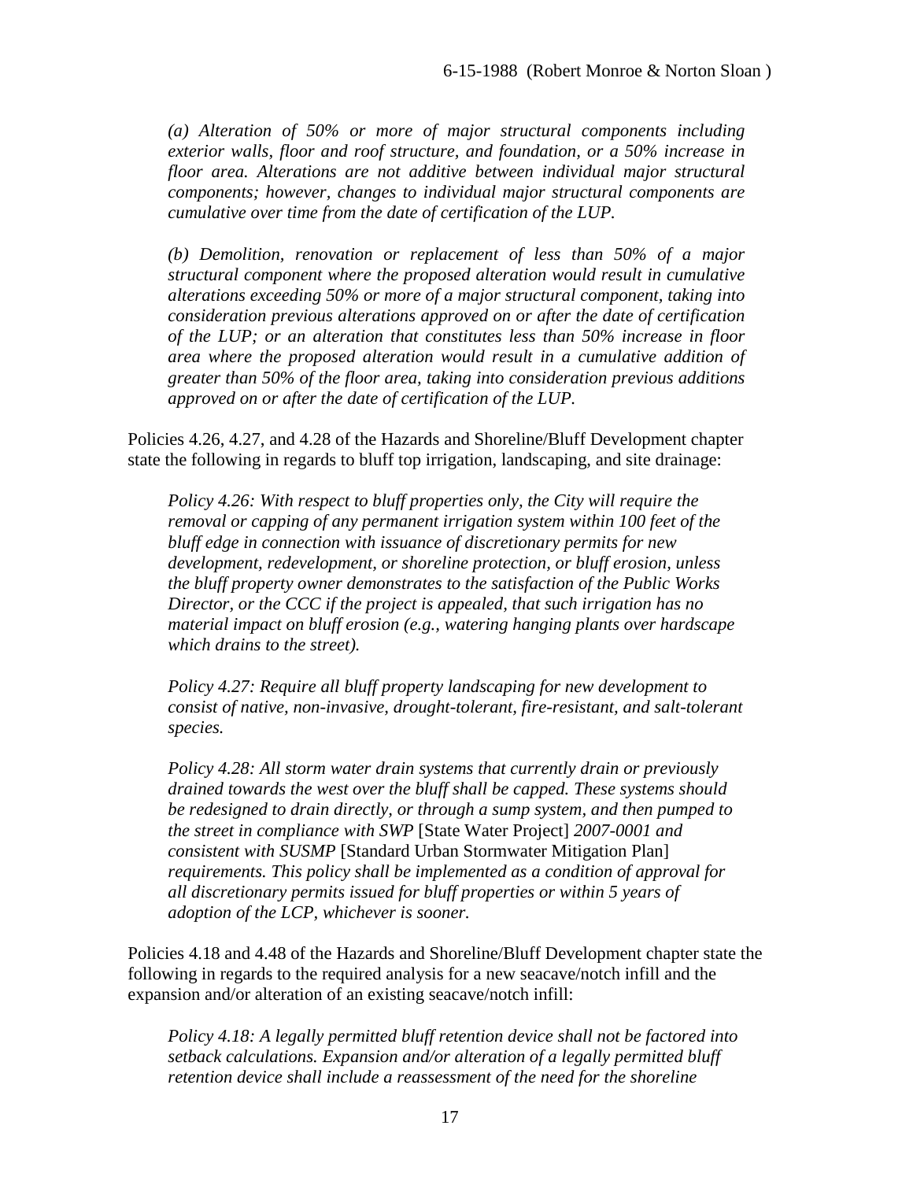*(a) Alteration of 50% or more of major structural components including exterior walls, floor and roof structure, and foundation, or a 50% increase in floor area. Alterations are not additive between individual major structural components; however, changes to individual major structural components are cumulative over time from the date of certification of the LUP.*

*(b) Demolition, renovation or replacement of less than 50% of a major structural component where the proposed alteration would result in cumulative alterations exceeding 50% or more of a major structural component, taking into consideration previous alterations approved on or after the date of certification of the LUP; or an alteration that constitutes less than 50% increase in floor area where the proposed alteration would result in a cumulative addition of greater than 50% of the floor area, taking into consideration previous additions approved on or after the date of certification of the LUP.*

Policies 4.26, 4.27, and 4.28 of the Hazards and Shoreline/Bluff Development chapter state the following in regards to bluff top irrigation, landscaping, and site drainage:

*Policy 4.26: With respect to bluff properties only, the City will require the removal or capping of any permanent irrigation system within 100 feet of the bluff edge in connection with issuance of discretionary permits for new development, redevelopment, or shoreline protection, or bluff erosion, unless the bluff property owner demonstrates to the satisfaction of the Public Works Director, or the CCC if the project is appealed, that such irrigation has no material impact on bluff erosion (e.g., watering hanging plants over hardscape which drains to the street).*

*Policy 4.27: Require all bluff property landscaping for new development to consist of native, non-invasive, drought-tolerant, fire-resistant, and salt-tolerant species.*

*Policy 4.28: All storm water drain systems that currently drain or previously drained towards the west over the bluff shall be capped. These systems should be redesigned to drain directly, or through a sump system, and then pumped to the street in compliance with SWP* [State Water Project] *2007-0001 and consistent with SUSMP* [Standard Urban Stormwater Mitigation Plan] *requirements. This policy shall be implemented as a condition of approval for all discretionary permits issued for bluff properties or within 5 years of adoption of the LCP, whichever is sooner.*

Policies 4.18 and 4.48 of the Hazards and Shoreline/Bluff Development chapter state the following in regards to the required analysis for a new seacave/notch infill and the expansion and/or alteration of an existing seacave/notch infill:

*Policy 4.18: A legally permitted bluff retention device shall not be factored into setback calculations. Expansion and/or alteration of a legally permitted bluff retention device shall include a reassessment of the need for the shoreline*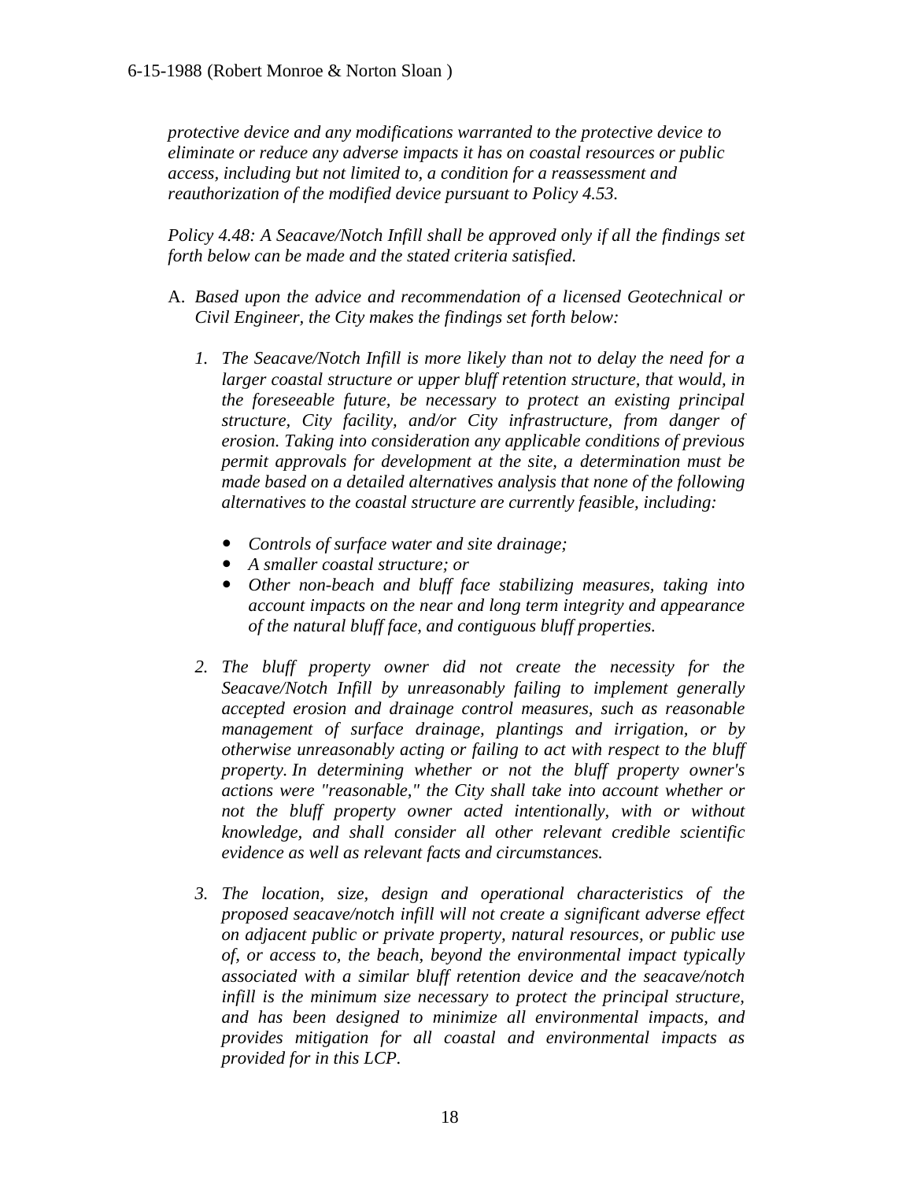*protective device and any modifications warranted to the protective device to eliminate or reduce any adverse impacts it has on coastal resources or public access, including but not limited to, a condition for a reassessment and reauthorization of the modified device pursuant to Policy 4.53.*

*Policy 4.48: A Seacave/Notch Infill shall be approved only if all the findings set forth below can be made and the stated criteria satisfied.*

A. *Based upon the advice and recommendation of a licensed Geotechnical or Civil Engineer, the City makes the findings set forth below:*

   1. *The Seacave/Notch Infill is more likely than not to delay the need for a larger coastal structure or upper bluff retention structure, that would, in the foreseeable future, be necessary to protect an existing principal structure, City facility, and/or City infrastructure, from danger of erosion. Taking into consideration any applicable conditions of previous permit approvals for development at the site, a determination must be made based on a detailed alternatives analysis that none of the following alternatives to the coastal structure are currently feasible, including:*

      - *Controls of surface water and site drainage;*
      - *A smaller coastal structure; or*
      - *Other non-beach and bluff face stabilizing measures, taking into account impacts on the near and long term integrity and appearance of the natural bluff face, and contiguous bluff properties.*

   2. *The bluff property owner did not create the necessity for the Seacave/Notch Infill by unreasonably failing to implement generally accepted erosion and drainage control measures, such as reasonable management of surface drainage, plantings and irrigation, or by otherwise unreasonably acting or failing to act with respect to the bluff property. In determining whether or not the bluff property owner's actions were "reasonable," the City shall take into account whether or not the bluff property owner acted intentionally, with or without knowledge, and shall consider all other relevant credible scientific evidence as well as relevant facts and circumstances.*

   3. *The location, size, design and operational characteristics of the proposed seacave/notch infill will not create a significant adverse effect on adjacent public or private property, natural resources, or public use of, or access to, the beach, beyond the environmental impact typically associated with a similar bluff retention device and the seacave/notch infill is the minimum size necessary to protect the principal structure, and has been designed to minimize all environmental impacts, and provides mitigation for all coastal and environmental impacts as provided for in this LCP.*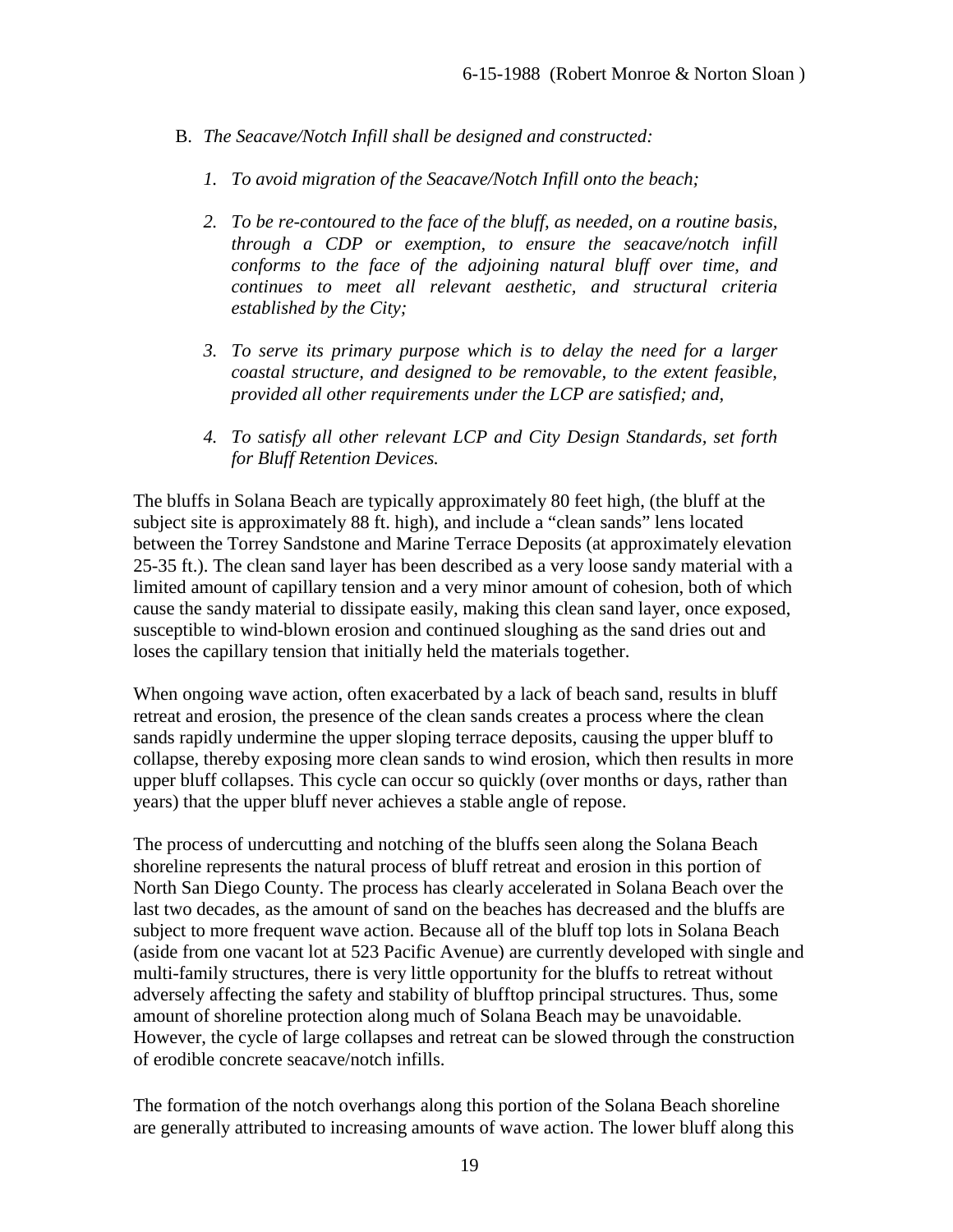B. *The Seacave/Notch Infill shall be designed and constructed:*

   1. *To avoid migration of the Seacave/Notch Infill onto the beach;*

   2. *To be re-contoured to the face of the bluff, as needed, on a routine basis, through a CDP or exemption, to ensure the seacave/notch infill conforms to the face of the adjoining natural bluff over time, and continues to meet all relevant aesthetic, and structural criteria established by the City;*

   3. *To serve its primary purpose which is to delay the need for a larger coastal structure, and designed to be removable, to the extent feasible, provided all other requirements under the LCP are satisfied; and,*

   4. *To satisfy all other relevant LCP and City Design Standards, set forth for Bluff Retention Devices.*

The bluffs in Solana Beach are typically approximately 80 feet high, (the bluff at the subject site is approximately 88 ft. high), and include a "clean sands" lens located between the Torrey Sandstone and Marine Terrace Deposits (at approximately elevation 25-35 ft.). The clean sand layer has been described as a very loose sandy material with a limited amount of capillary tension and a very minor amount of cohesion, both of which cause the sandy material to dissipate easily, making this clean sand layer, once exposed, susceptible to wind-blown erosion and continued sloughing as the sand dries out and loses the capillary tension that initially held the materials together.

When ongoing wave action, often exacerbated by a lack of beach sand, results in bluff retreat and erosion, the presence of the clean sands creates a process where the clean sands rapidly undermine the upper sloping terrace deposits, causing the upper bluff to collapse, thereby exposing more clean sands to wind erosion, which then results in more upper bluff collapses. This cycle can occur so quickly (over months or days, rather than years) that the upper bluff never achieves a stable angle of repose.

The process of undercutting and notching of the bluffs seen along the Solana Beach shoreline represents the natural process of bluff retreat and erosion in this portion of North San Diego County. The process has clearly accelerated in Solana Beach over the last two decades, as the amount of sand on the beaches has decreased and the bluffs are subject to more frequent wave action. Because all of the bluff top lots in Solana Beach (aside from one vacant lot at 523 Pacific Avenue) are currently developed with single and multi-family structures, there is very little opportunity for the bluffs to retreat without adversely affecting the safety and stability of blufftop principal structures. Thus, some amount of shoreline protection along much of Solana Beach may be unavoidable. However, the cycle of large collapses and retreat can be slowed through the construction of erodible concrete seacave/notch infills.

The formation of the notch overhangs along this portion of the Solana Beach shoreline are generally attributed to increasing amounts of wave action. The lower bluff along this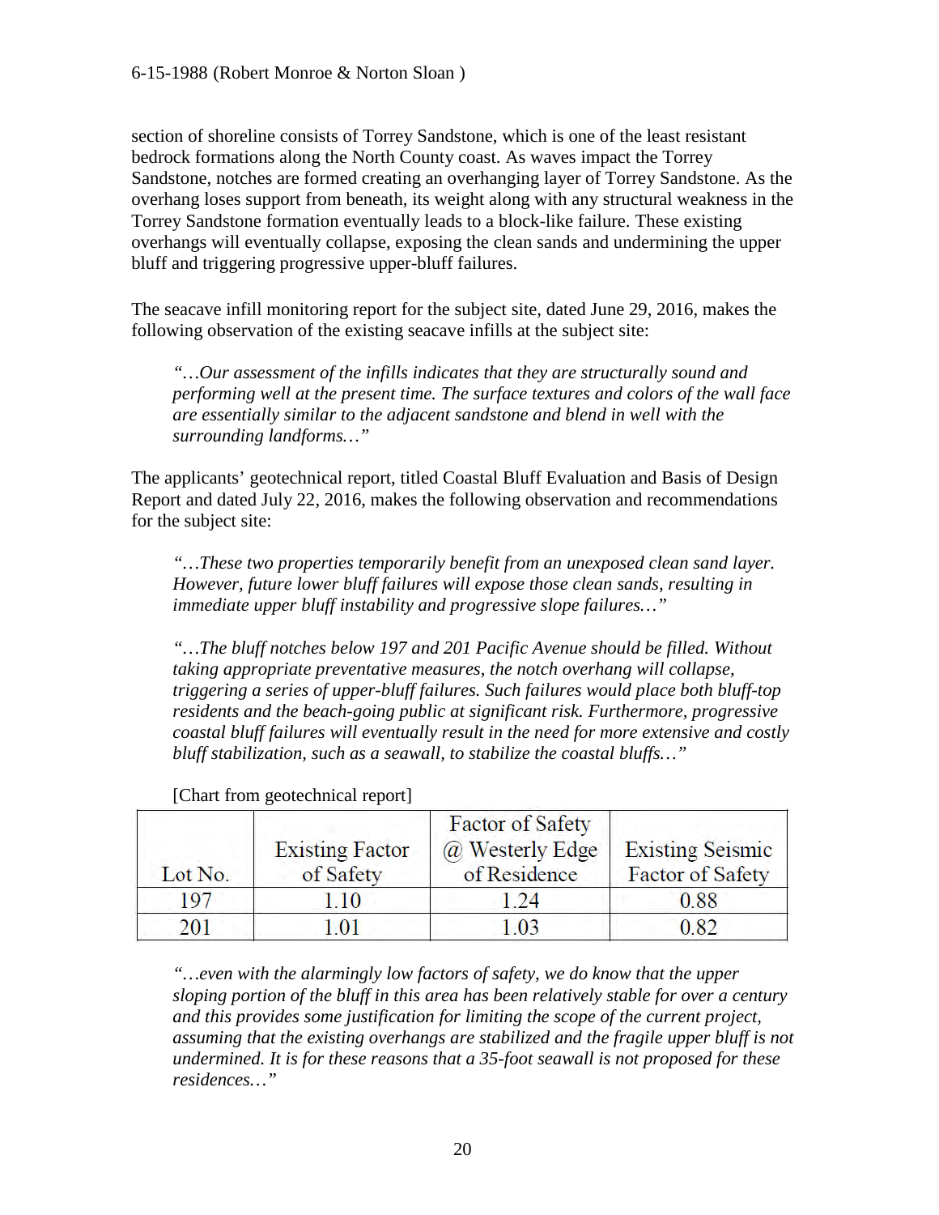section of shoreline consists of Torrey Sandstone, which is one of the least resistant bedrock formations along the North County coast. As waves impact the Torrey Sandstone, notches are formed creating an overhanging layer of Torrey Sandstone. As the overhang loses support from beneath, its weight along with any structural weakness in the Torrey Sandstone formation eventually leads to a block-like failure. These existing overhangs will eventually collapse, exposing the clean sands and undermining the upper bluff and triggering progressive upper-bluff failures.

The seacave infill monitoring report for the subject site, dated June 29, 2016, makes the following observation of the existing seacave infills at the subject site:

> *"…Our assessment of the infills indicates that they are structurally sound and performing well at the present time. The surface textures and colors of the wall face are essentially similar to the adjacent sandstone and blend in well with the surrounding landforms…"*

The applicants' geotechnical report, titled Coastal Bluff Evaluation and Basis of Design Report and dated July 22, 2016, makes the following observation and recommendations for the subject site:

> *"…These two properties temporarily benefit from an unexposed clean sand layer. However, future lower bluff failures will expose those clean sands, resulting in immediate upper bluff instability and progressive slope failures…"*
>
> *"…The bluff notches below 197 and 201 Pacific Avenue should be filled. Without taking appropriate preventative measures, the notch overhang will collapse, triggering a series of upper-bluff failures. Such failures would place both bluff-top residents and the beach-going public at significant risk. Furthermore, progressive coastal bluff failures will eventually result in the need for more extensive and costly bluff stabilization, such as a seawall, to stabilize the coastal bluffs…"*

[Chart from geotechnical report]

| Lot No. | Existing Factor of Safety | Factor of Safety @ Westerly Edge of Residence | Existing Seismic Factor of Safety |
|---|---|---|---|
| 197 | 1.10 | 1.24 | 0.88 |
| 201 | 1.01 | 1.03 | 0.82 |

> *"…even with the alarmingly low factors of safety, we do know that the upper sloping portion of the bluff in this area has been relatively stable for over a century and this provides some justification for limiting the scope of the current project, assuming that the existing overhangs are stabilized and the fragile upper bluff is not undermined. It is for these reasons that a 35-foot seawall is not proposed for these residences…"*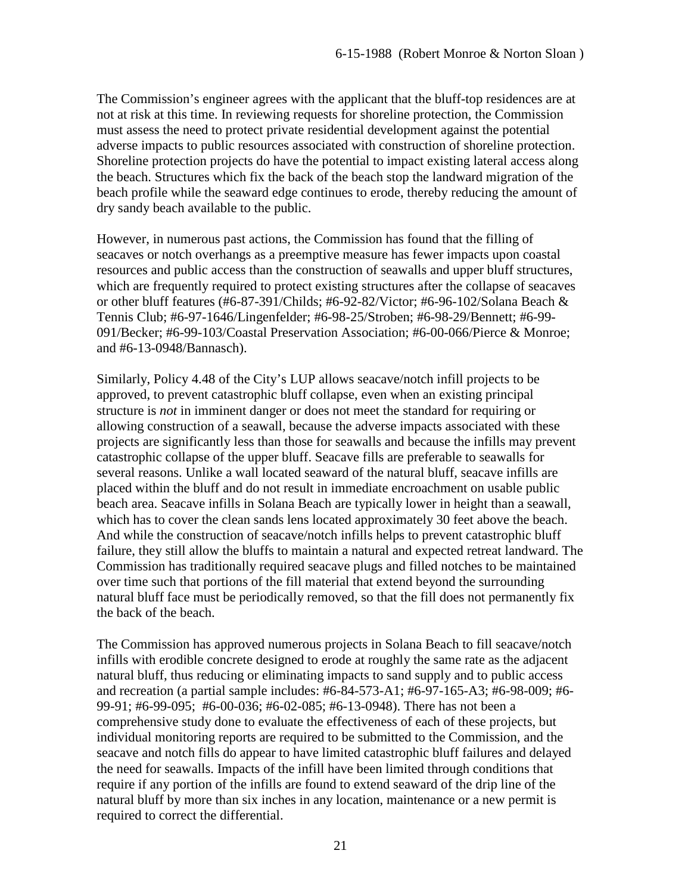The Commission's engineer agrees with the applicant that the bluff-top residences are at not at risk at this time. In reviewing requests for shoreline protection, the Commission must assess the need to protect private residential development against the potential adverse impacts to public resources associated with construction of shoreline protection. Shoreline protection projects do have the potential to impact existing lateral access along the beach. Structures which fix the back of the beach stop the landward migration of the beach profile while the seaward edge continues to erode, thereby reducing the amount of dry sandy beach available to the public.

However, in numerous past actions, the Commission has found that the filling of seacaves or notch overhangs as a preemptive measure has fewer impacts upon coastal resources and public access than the construction of seawalls and upper bluff structures, which are frequently required to protect existing structures after the collapse of seacaves or other bluff features (#6-87-391/Childs; #6-92-82/Victor; #6-96-102/Solana Beach & Tennis Club; #6-97-1646/Lingenfelder; #6-98-25/Stroben; #6-98-29/Bennett; #6-99-091/Becker; #6-99-103/Coastal Preservation Association; #6-00-066/Pierce & Monroe; and #6-13-0948/Bannasch).

Similarly, Policy 4.48 of the City's LUP allows seacave/notch infill projects to be approved, to prevent catastrophic bluff collapse, even when an existing principal structure is *not* in imminent danger or does not meet the standard for requiring or allowing construction of a seawall, because the adverse impacts associated with these projects are significantly less than those for seawalls and because the infills may prevent catastrophic collapse of the upper bluff. Seacave fills are preferable to seawalls for several reasons. Unlike a wall located seaward of the natural bluff, seacave infills are placed within the bluff and do not result in immediate encroachment on usable public beach area. Seacave infills in Solana Beach are typically lower in height than a seawall, which has to cover the clean sands lens located approximately 30 feet above the beach. And while the construction of seacave/notch infills helps to prevent catastrophic bluff failure, they still allow the bluffs to maintain a natural and expected retreat landward. The Commission has traditionally required seacave plugs and filled notches to be maintained over time such that portions of the fill material that extend beyond the surrounding natural bluff face must be periodically removed, so that the fill does not permanently fix the back of the beach.

The Commission has approved numerous projects in Solana Beach to fill seacave/notch infills with erodible concrete designed to erode at roughly the same rate as the adjacent natural bluff, thus reducing or eliminating impacts to sand supply and to public access and recreation (a partial sample includes: #6-84-573-A1; #6-97-165-A3; #6-98-009; #6-99-91; #6-99-095; #6-00-036; #6-02-085; #6-13-0948). There has not been a comprehensive study done to evaluate the effectiveness of each of these projects, but individual monitoring reports are required to be submitted to the Commission, and the seacave and notch fills do appear to have limited catastrophic bluff failures and delayed the need for seawalls. Impacts of the infill have been limited through conditions that require if any portion of the infills are found to extend seaward of the drip line of the natural bluff by more than six inches in any location, maintenance or a new permit is required to correct the differential.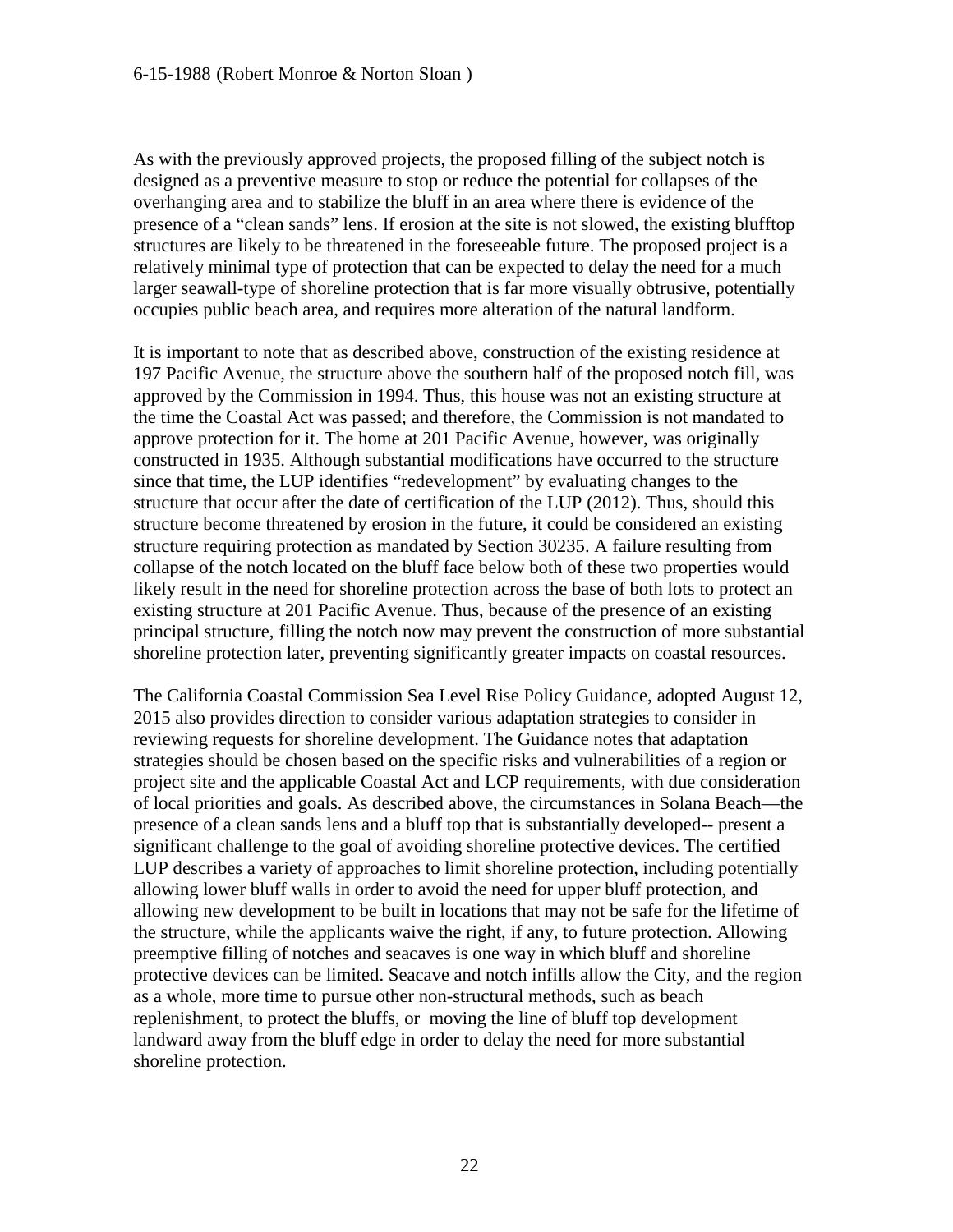As with the previously approved projects, the proposed filling of the subject notch is designed as a preventive measure to stop or reduce the potential for collapses of the overhanging area and to stabilize the bluff in an area where there is evidence of the presence of a "clean sands" lens. If erosion at the site is not slowed, the existing blufftop structures are likely to be threatened in the foreseeable future. The proposed project is a relatively minimal type of protection that can be expected to delay the need for a much larger seawall-type of shoreline protection that is far more visually obtrusive, potentially occupies public beach area, and requires more alteration of the natural landform.

It is important to note that as described above, construction of the existing residence at 197 Pacific Avenue, the structure above the southern half of the proposed notch fill, was approved by the Commission in 1994. Thus, this house was not an existing structure at the time the Coastal Act was passed; and therefore, the Commission is not mandated to approve protection for it. The home at 201 Pacific Avenue, however, was originally constructed in 1935. Although substantial modifications have occurred to the structure since that time, the LUP identifies "redevelopment" by evaluating changes to the structure that occur after the date of certification of the LUP (2012). Thus, should this structure become threatened by erosion in the future, it could be considered an existing structure requiring protection as mandated by Section 30235. A failure resulting from collapse of the notch located on the bluff face below both of these two properties would likely result in the need for shoreline protection across the base of both lots to protect an existing structure at 201 Pacific Avenue. Thus, because of the presence of an existing principal structure, filling the notch now may prevent the construction of more substantial shoreline protection later, preventing significantly greater impacts on coastal resources.

The California Coastal Commission Sea Level Rise Policy Guidance, adopted August 12, 2015 also provides direction to consider various adaptation strategies to consider in reviewing requests for shoreline development. The Guidance notes that adaptation strategies should be chosen based on the specific risks and vulnerabilities of a region or project site and the applicable Coastal Act and LCP requirements, with due consideration of local priorities and goals. As described above, the circumstances in Solana Beach—the presence of a clean sands lens and a bluff top that is substantially developed-- present a significant challenge to the goal of avoiding shoreline protective devices. The certified LUP describes a variety of approaches to limit shoreline protection, including potentially allowing lower bluff walls in order to avoid the need for upper bluff protection, and allowing new development to be built in locations that may not be safe for the lifetime of the structure, while the applicants waive the right, if any, to future protection. Allowing preemptive filling of notches and seacaves is one way in which bluff and shoreline protective devices can be limited. Seacave and notch infills allow the City, and the region as a whole, more time to pursue other non-structural methods, such as beach replenishment, to protect the bluffs, or moving the line of bluff top development landward away from the bluff edge in order to delay the need for more substantial shoreline protection.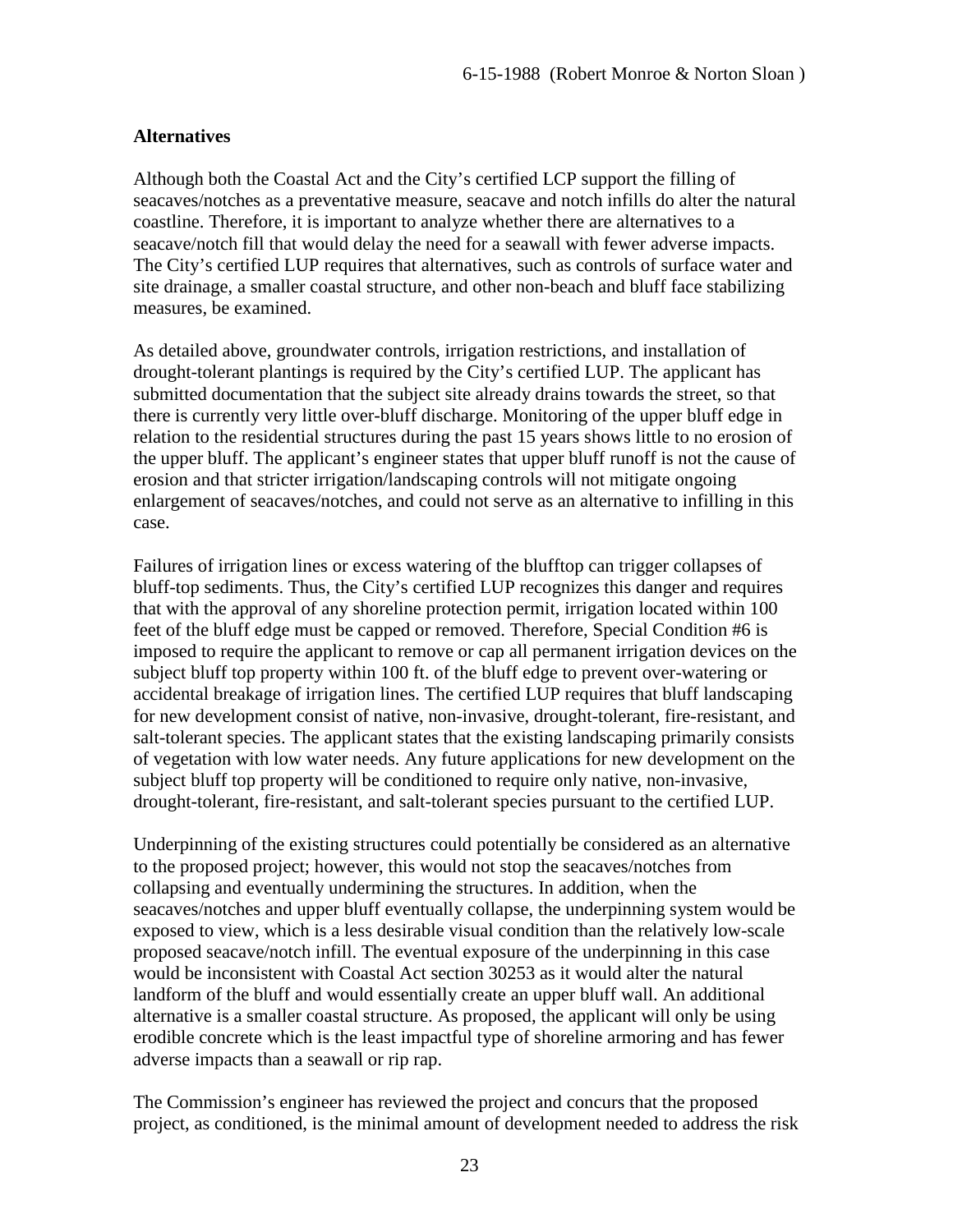**Alternatives**

Although both the Coastal Act and the City's certified LCP support the filling of seacaves/notches as a preventative measure, seacave and notch infills do alter the natural coastline. Therefore, it is important to analyze whether there are alternatives to a seacave/notch fill that would delay the need for a seawall with fewer adverse impacts. The City's certified LUP requires that alternatives, such as controls of surface water and site drainage, a smaller coastal structure, and other non-beach and bluff face stabilizing measures, be examined.

As detailed above, groundwater controls, irrigation restrictions, and installation of drought-tolerant plantings is required by the City's certified LUP. The applicant has submitted documentation that the subject site already drains towards the street, so that there is currently very little over-bluff discharge. Monitoring of the upper bluff edge in relation to the residential structures during the past 15 years shows little to no erosion of the upper bluff. The applicant's engineer states that upper bluff runoff is not the cause of erosion and that stricter irrigation/landscaping controls will not mitigate ongoing enlargement of seacaves/notches, and could not serve as an alternative to infilling in this case.

Failures of irrigation lines or excess watering of the blufftop can trigger collapses of bluff-top sediments. Thus, the City's certified LUP recognizes this danger and requires that with the approval of any shoreline protection permit, irrigation located within 100 feet of the bluff edge must be capped or removed. Therefore, Special Condition #6 is imposed to require the applicant to remove or cap all permanent irrigation devices on the subject bluff top property within 100 ft. of the bluff edge to prevent over-watering or accidental breakage of irrigation lines. The certified LUP requires that bluff landscaping for new development consist of native, non-invasive, drought-tolerant, fire-resistant, and salt-tolerant species. The applicant states that the existing landscaping primarily consists of vegetation with low water needs. Any future applications for new development on the subject bluff top property will be conditioned to require only native, non-invasive, drought-tolerant, fire-resistant, and salt-tolerant species pursuant to the certified LUP.

Underpinning of the existing structures could potentially be considered as an alternative to the proposed project; however, this would not stop the seacaves/notches from collapsing and eventually undermining the structures. In addition, when the seacaves/notches and upper bluff eventually collapse, the underpinning system would be exposed to view, which is a less desirable visual condition than the relatively low-scale proposed seacave/notch infill. The eventual exposure of the underpinning in this case would be inconsistent with Coastal Act section 30253 as it would alter the natural landform of the bluff and would essentially create an upper bluff wall. An additional alternative is a smaller coastal structure. As proposed, the applicant will only be using erodible concrete which is the least impactful type of shoreline armoring and has fewer adverse impacts than a seawall or rip rap.

The Commission's engineer has reviewed the project and concurs that the proposed project, as conditioned, is the minimal amount of development needed to address the risk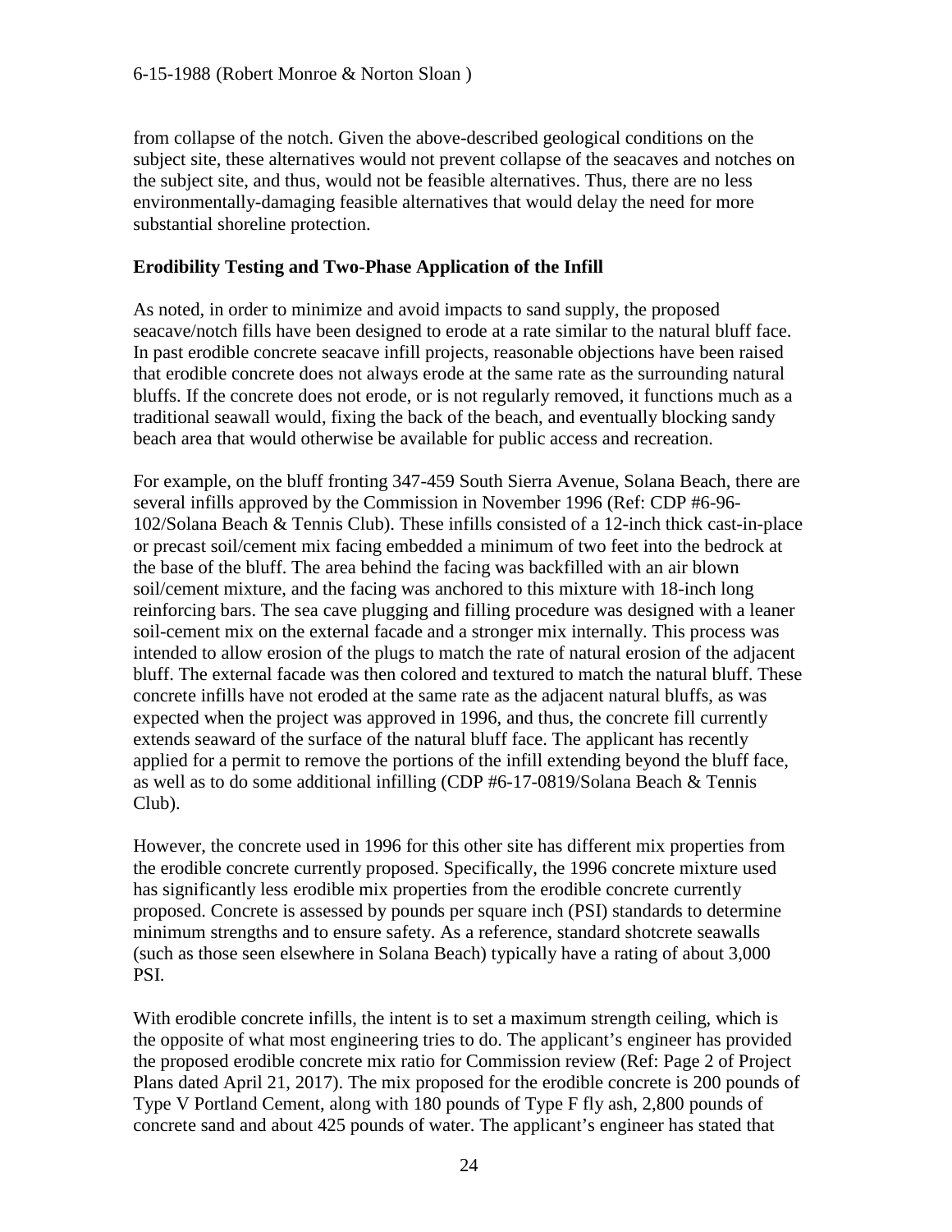from collapse of the notch. Given the above-described geological conditions on the subject site, these alternatives would not prevent collapse of the seacaves and notches on the subject site, and thus, would not be feasible alternatives. Thus, there are no less environmentally-damaging feasible alternatives that would delay the need for more substantial shoreline protection.

**Erodibility Testing and Two-Phase Application of the Infill**

As noted, in order to minimize and avoid impacts to sand supply, the proposed seacave/notch fills have been designed to erode at a rate similar to the natural bluff face. In past erodible concrete seacave infill projects, reasonable objections have been raised that erodible concrete does not always erode at the same rate as the surrounding natural bluffs. If the concrete does not erode, or is not regularly removed, it functions much as a traditional seawall would, fixing the back of the beach, and eventually blocking sandy beach area that would otherwise be available for public access and recreation.

For example, on the bluff fronting 347-459 South Sierra Avenue, Solana Beach, there are several infills approved by the Commission in November 1996 (Ref: CDP #6-96-102/Solana Beach & Tennis Club). These infills consisted of a 12-inch thick cast-in-place or precast soil/cement mix facing embedded a minimum of two feet into the bedrock at the base of the bluff. The area behind the facing was backfilled with an air blown soil/cement mixture, and the facing was anchored to this mixture with 18-inch long reinforcing bars. The sea cave plugging and filling procedure was designed with a leaner soil-cement mix on the external facade and a stronger mix internally. This process was intended to allow erosion of the plugs to match the rate of natural erosion of the adjacent bluff. The external facade was then colored and textured to match the natural bluff. These concrete infills have not eroded at the same rate as the adjacent natural bluffs, as was expected when the project was approved in 1996, and thus, the concrete fill currently extends seaward of the surface of the natural bluff face. The applicant has recently applied for a permit to remove the portions of the infill extending beyond the bluff face, as well as to do some additional infilling (CDP #6-17-0819/Solana Beach & Tennis Club).

However, the concrete used in 1996 for this other site has different mix properties from the erodible concrete currently proposed. Specifically, the 1996 concrete mixture used has significantly less erodible mix properties from the erodible concrete currently proposed. Concrete is assessed by pounds per square inch (PSI) standards to determine minimum strengths and to ensure safety. As a reference, standard shotcrete seawalls (such as those seen elsewhere in Solana Beach) typically have a rating of about 3,000 PSI.

With erodible concrete infills, the intent is to set a maximum strength ceiling, which is the opposite of what most engineering tries to do. The applicant's engineer has provided the proposed erodible concrete mix ratio for Commission review (Ref: Page 2 of Project Plans dated April 21, 2017). The mix proposed for the erodible concrete is 200 pounds of Type V Portland Cement, along with 180 pounds of Type F fly ash, 2,800 pounds of concrete sand and about 425 pounds of water. The applicant's engineer has stated that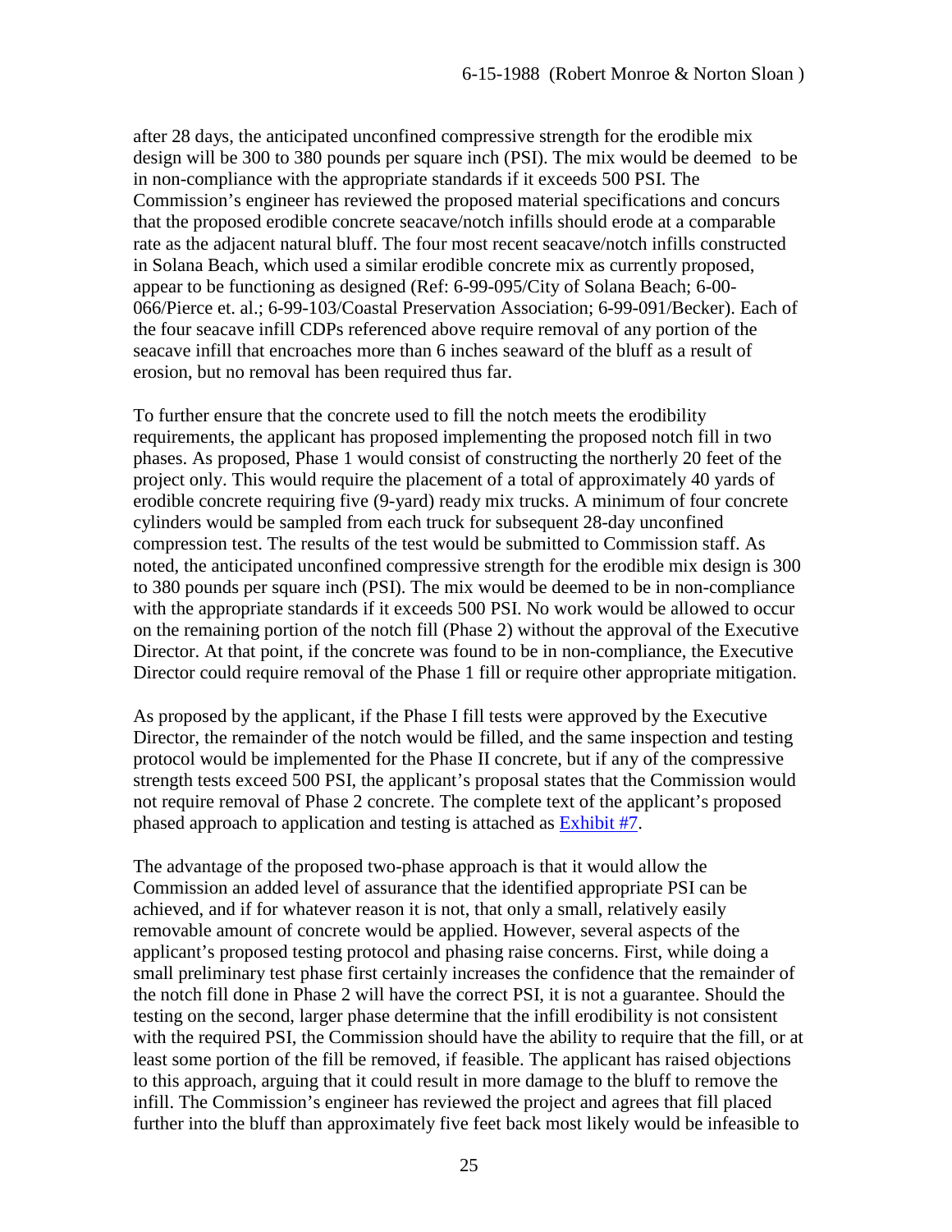after 28 days, the anticipated unconfined compressive strength for the erodible mix design will be 300 to 380 pounds per square inch (PSI). The mix would be deemed to be in non-compliance with the appropriate standards if it exceeds 500 PSI. The Commission's engineer has reviewed the proposed material specifications and concurs that the proposed erodible concrete seacave/notch infills should erode at a comparable rate as the adjacent natural bluff. The four most recent seacave/notch infills constructed in Solana Beach, which used a similar erodible concrete mix as currently proposed, appear to be functioning as designed (Ref: 6-99-095/City of Solana Beach; 6-00-066/Pierce et. al.; 6-99-103/Coastal Preservation Association; 6-99-091/Becker). Each of the four seacave infill CDPs referenced above require removal of any portion of the seacave infill that encroaches more than 6 inches seaward of the bluff as a result of erosion, but no removal has been required thus far.

To further ensure that the concrete used to fill the notch meets the erodibility requirements, the applicant has proposed implementing the proposed notch fill in two phases. As proposed, Phase 1 would consist of constructing the northerly 20 feet of the project only. This would require the placement of a total of approximately 40 yards of erodible concrete requiring five (9-yard) ready mix trucks. A minimum of four concrete cylinders would be sampled from each truck for subsequent 28-day unconfined compression test. The results of the test would be submitted to Commission staff. As noted, the anticipated unconfined compressive strength for the erodible mix design is 300 to 380 pounds per square inch (PSI). The mix would be deemed to be in non-compliance with the appropriate standards if it exceeds 500 PSI. No work would be allowed to occur on the remaining portion of the notch fill (Phase 2) without the approval of the Executive Director. At that point, if the concrete was found to be in non-compliance, the Executive Director could require removal of the Phase 1 fill or require other appropriate mitigation.

As proposed by the applicant, if the Phase I fill tests were approved by the Executive Director, the remainder of the notch would be filled, and the same inspection and testing protocol would be implemented for the Phase II concrete, but if any of the compressive strength tests exceed 500 PSI, the applicant's proposal states that the Commission would not require removal of Phase 2 concrete. The complete text of the applicant's proposed phased approach to application and testing is attached as Exhibit #7.

The advantage of the proposed two-phase approach is that it would allow the Commission an added level of assurance that the identified appropriate PSI can be achieved, and if for whatever reason it is not, that only a small, relatively easily removable amount of concrete would be applied. However, several aspects of the applicant's proposed testing protocol and phasing raise concerns. First, while doing a small preliminary test phase first certainly increases the confidence that the remainder of the notch fill done in Phase 2 will have the correct PSI, it is not a guarantee. Should the testing on the second, larger phase determine that the infill erodibility is not consistent with the required PSI, the Commission should have the ability to require that the fill, or at least some portion of the fill be removed, if feasible. The applicant has raised objections to this approach, arguing that it could result in more damage to the bluff to remove the infill. The Commission's engineer has reviewed the project and agrees that fill placed further into the bluff than approximately five feet back most likely would be infeasible to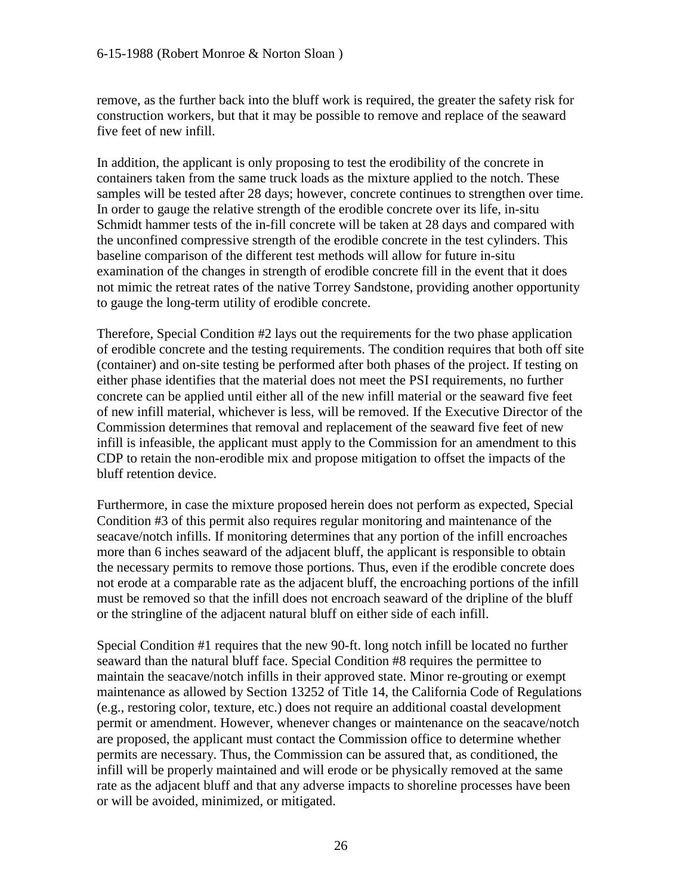remove, as the further back into the bluff work is required, the greater the safety risk for construction workers, but that it may be possible to remove and replace of the seaward five feet of new infill.

In addition, the applicant is only proposing to test the erodibility of the concrete in containers taken from the same truck loads as the mixture applied to the notch. These samples will be tested after 28 days; however, concrete continues to strengthen over time. In order to gauge the relative strength of the erodible concrete over its life, in-situ Schmidt hammer tests of the in-fill concrete will be taken at 28 days and compared with the unconfined compressive strength of the erodible concrete in the test cylinders. This baseline comparison of the different test methods will allow for future in-situ examination of the changes in strength of erodible concrete fill in the event that it does not mimic the retreat rates of the native Torrey Sandstone, providing another opportunity to gauge the long-term utility of erodible concrete.

Therefore, Special Condition #2 lays out the requirements for the two phase application of erodible concrete and the testing requirements. The condition requires that both off site (container) and on-site testing be performed after both phases of the project. If testing on either phase identifies that the material does not meet the PSI requirements, no further concrete can be applied until either all of the new infill material or the seaward five feet of new infill material, whichever is less, will be removed. If the Executive Director of the Commission determines that removal and replacement of the seaward five feet of new infill is infeasible, the applicant must apply to the Commission for an amendment to this CDP to retain the non-erodible mix and propose mitigation to offset the impacts of the bluff retention device.

Furthermore, in case the mixture proposed herein does not perform as expected, Special Condition #3 of this permit also requires regular monitoring and maintenance of the seacave/notch infills. If monitoring determines that any portion of the infill encroaches more than 6 inches seaward of the adjacent bluff, the applicant is responsible to obtain the necessary permits to remove those portions. Thus, even if the erodible concrete does not erode at a comparable rate as the adjacent bluff, the encroaching portions of the infill must be removed so that the infill does not encroach seaward of the dripline of the bluff or the stringline of the adjacent natural bluff on either side of each infill.

Special Condition #1 requires that the new 90-ft. long notch infill be located no further seaward than the natural bluff face. Special Condition #8 requires the permittee to maintain the seacave/notch infills in their approved state. Minor re-grouting or exempt maintenance as allowed by Section 13252 of Title 14, the California Code of Regulations (e.g., restoring color, texture, etc.) does not require an additional coastal development permit or amendment. However, whenever changes or maintenance on the seacave/notch are proposed, the applicant must contact the Commission office to determine whether permits are necessary. Thus, the Commission can be assured that, as conditioned, the infill will be properly maintained and will erode or be physically removed at the same rate as the adjacent bluff and that any adverse impacts to shoreline processes have been or will be avoided, minimized, or mitigated.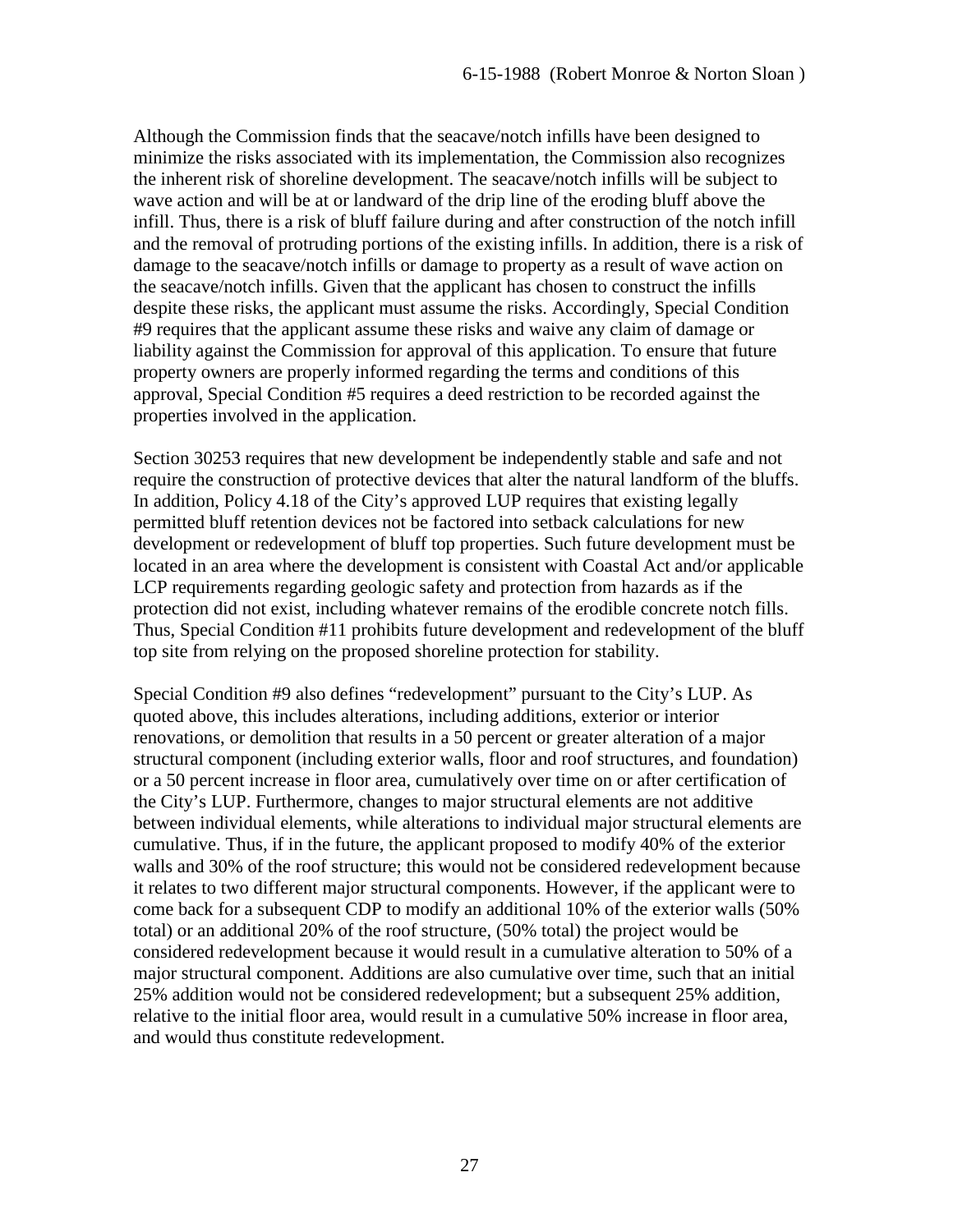Although the Commission finds that the seacave/notch infills have been designed to minimize the risks associated with its implementation, the Commission also recognizes the inherent risk of shoreline development. The seacave/notch infills will be subject to wave action and will be at or landward of the drip line of the eroding bluff above the infill. Thus, there is a risk of bluff failure during and after construction of the notch infill and the removal of protruding portions of the existing infills. In addition, there is a risk of damage to the seacave/notch infills or damage to property as a result of wave action on the seacave/notch infills. Given that the applicant has chosen to construct the infills despite these risks, the applicant must assume the risks. Accordingly, Special Condition #9 requires that the applicant assume these risks and waive any claim of damage or liability against the Commission for approval of this application. To ensure that future property owners are properly informed regarding the terms and conditions of this approval, Special Condition #5 requires a deed restriction to be recorded against the properties involved in the application.

Section 30253 requires that new development be independently stable and safe and not require the construction of protective devices that alter the natural landform of the bluffs. In addition, Policy 4.18 of the City's approved LUP requires that existing legally permitted bluff retention devices not be factored into setback calculations for new development or redevelopment of bluff top properties. Such future development must be located in an area where the development is consistent with Coastal Act and/or applicable LCP requirements regarding geologic safety and protection from hazards as if the protection did not exist, including whatever remains of the erodible concrete notch fills. Thus, Special Condition #11 prohibits future development and redevelopment of the bluff top site from relying on the proposed shoreline protection for stability.

Special Condition #9 also defines "redevelopment" pursuant to the City's LUP. As quoted above, this includes alterations, including additions, exterior or interior renovations, or demolition that results in a 50 percent or greater alteration of a major structural component (including exterior walls, floor and roof structures, and foundation) or a 50 percent increase in floor area, cumulatively over time on or after certification of the City's LUP. Furthermore, changes to major structural elements are not additive between individual elements, while alterations to individual major structural elements are cumulative. Thus, if in the future, the applicant proposed to modify 40% of the exterior walls and 30% of the roof structure; this would not be considered redevelopment because it relates to two different major structural components. However, if the applicant were to come back for a subsequent CDP to modify an additional 10% of the exterior walls (50% total) or an additional 20% of the roof structure, (50% total) the project would be considered redevelopment because it would result in a cumulative alteration to 50% of a major structural component. Additions are also cumulative over time, such that an initial 25% addition would not be considered redevelopment; but a subsequent 25% addition, relative to the initial floor area, would result in a cumulative 50% increase in floor area, and would thus constitute redevelopment.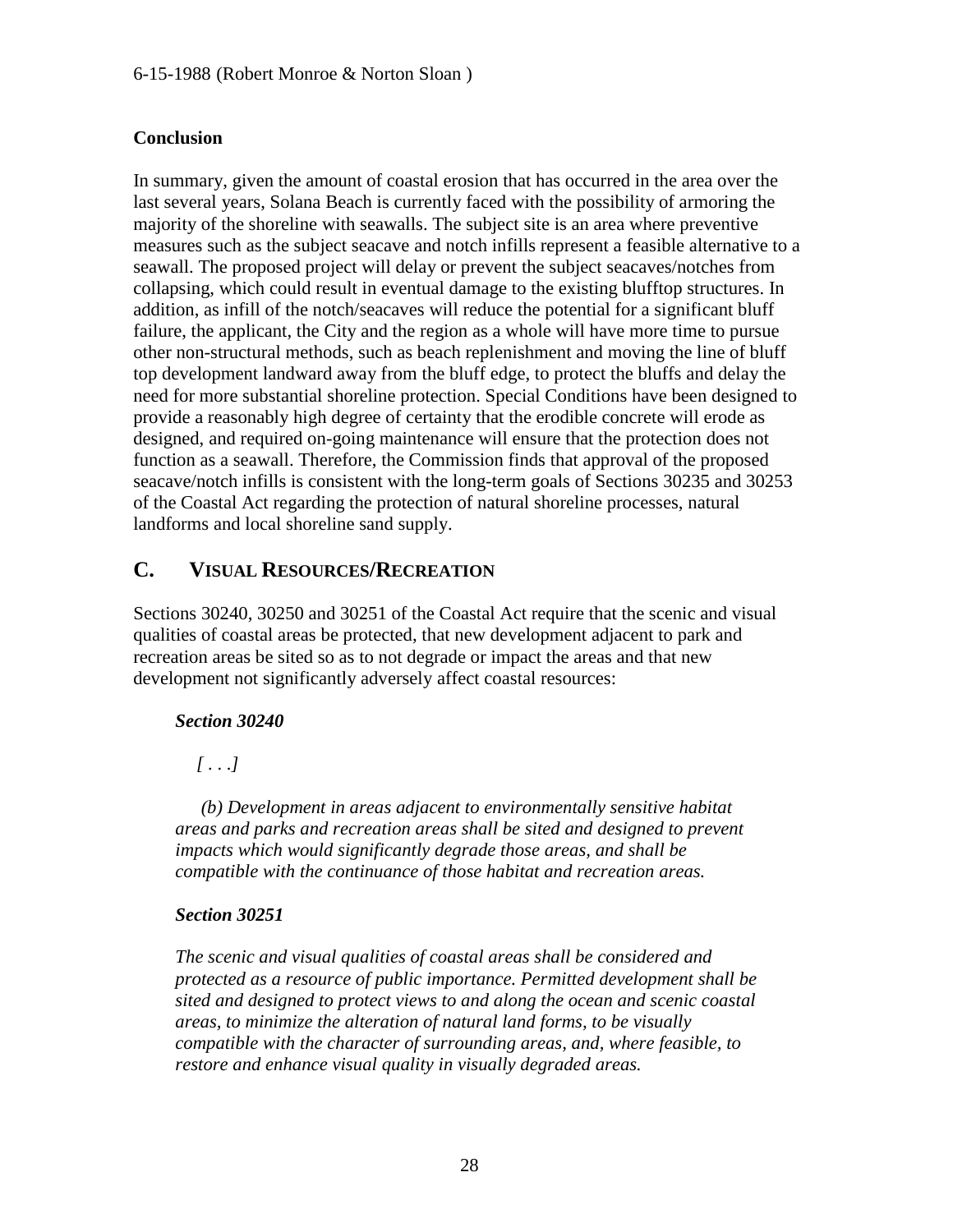### Conclusion

In summary, given the amount of coastal erosion that has occurred in the area over the last several years, Solana Beach is currently faced with the possibility of armoring the majority of the shoreline with seawalls. The subject site is an area where preventive measures such as the subject seacave and notch infills represent a feasible alternative to a seawall. The proposed project will delay or prevent the subject seacaves/notches from collapsing, which could result in eventual damage to the existing blufftop structures. In addition, as infill of the notch/seacaves will reduce the potential for a significant bluff failure, the applicant, the City and the region as a whole will have more time to pursue other non-structural methods, such as beach replenishment and moving the line of bluff top development landward away from the bluff edge, to protect the bluffs and delay the need for more substantial shoreline protection. Special Conditions have been designed to provide a reasonably high degree of certainty that the erodible concrete will erode as designed, and required on-going maintenance will ensure that the protection does not function as a seawall. Therefore, the Commission finds that approval of the proposed seacave/notch infills is consistent with the long-term goals of Sections 30235 and 30253 of the Coastal Act regarding the protection of natural shoreline processes, natural landforms and local shoreline sand supply.

## C. VISUAL RESOURCES/RECREATION

Sections 30240, 30250 and 30251 of the Coastal Act require that the scenic and visual qualities of coastal areas be protected, that new development adjacent to park and recreation areas be sited so as to not degrade or impact the areas and that new development not significantly adversely affect coastal resources:

> ***Section 30240***
>
> *[ . . .]*
>
> *(b) Development in areas adjacent to environmentally sensitive habitat areas and parks and recreation areas shall be sited and designed to prevent impacts which would significantly degrade those areas, and shall be compatible with the continuance of those habitat and recreation areas.*
>
> ***Section 30251***
>
> *The scenic and visual qualities of coastal areas shall be considered and protected as a resource of public importance. Permitted development shall be sited and designed to protect views to and along the ocean and scenic coastal areas, to minimize the alteration of natural land forms, to be visually compatible with the character of surrounding areas, and, where feasible, to restore and enhance visual quality in visually degraded areas.*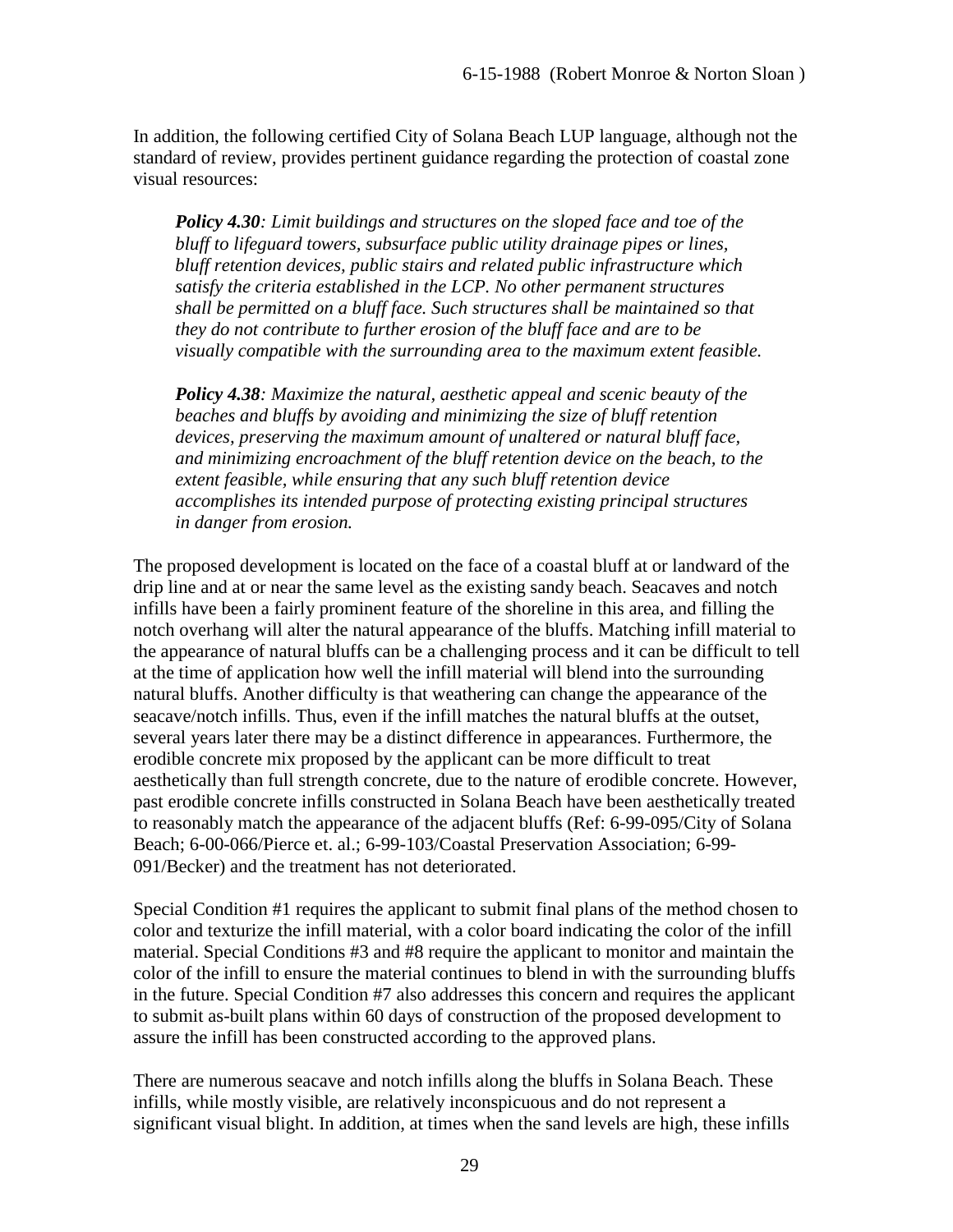In addition, the following certified City of Solana Beach LUP language, although not the standard of review, provides pertinent guidance regarding the protection of coastal zone visual resources:

> ***Policy 4.30****: Limit buildings and structures on the sloped face and toe of the bluff to lifeguard towers, subsurface public utility drainage pipes or lines, bluff retention devices, public stairs and related public infrastructure which satisfy the criteria established in the LCP. No other permanent structures shall be permitted on a bluff face. Such structures shall be maintained so that they do not contribute to further erosion of the bluff face and are to be visually compatible with the surrounding area to the maximum extent feasible.*
>
> ***Policy 4.38****: Maximize the natural, aesthetic appeal and scenic beauty of the beaches and bluffs by avoiding and minimizing the size of bluff retention devices, preserving the maximum amount of unaltered or natural bluff face, and minimizing encroachment of the bluff retention device on the beach, to the extent feasible, while ensuring that any such bluff retention device accomplishes its intended purpose of protecting existing principal structures in danger from erosion.*

The proposed development is located on the face of a coastal bluff at or landward of the drip line and at or near the same level as the existing sandy beach. Seacaves and notch infills have been a fairly prominent feature of the shoreline in this area, and filling the notch overhang will alter the natural appearance of the bluffs. Matching infill material to the appearance of natural bluffs can be a challenging process and it can be difficult to tell at the time of application how well the infill material will blend into the surrounding natural bluffs. Another difficulty is that weathering can change the appearance of the seacave/notch infills. Thus, even if the infill matches the natural bluffs at the outset, several years later there may be a distinct difference in appearances. Furthermore, the erodible concrete mix proposed by the applicant can be more difficult to treat aesthetically than full strength concrete, due to the nature of erodible concrete. However, past erodible concrete infills constructed in Solana Beach have been aesthetically treated to reasonably match the appearance of the adjacent bluffs (Ref: 6-99-095/City of Solana Beach; 6-00-066/Pierce et. al.; 6-99-103/Coastal Preservation Association; 6-99-091/Becker) and the treatment has not deteriorated.

Special Condition #1 requires the applicant to submit final plans of the method chosen to color and texturize the infill material, with a color board indicating the color of the infill material. Special Conditions #3 and #8 require the applicant to monitor and maintain the color of the infill to ensure the material continues to blend in with the surrounding bluffs in the future. Special Condition #7 also addresses this concern and requires the applicant to submit as-built plans within 60 days of construction of the proposed development to assure the infill has been constructed according to the approved plans.

There are numerous seacave and notch infills along the bluffs in Solana Beach. These infills, while mostly visible, are relatively inconspicuous and do not represent a significant visual blight. In addition, at times when the sand levels are high, these infills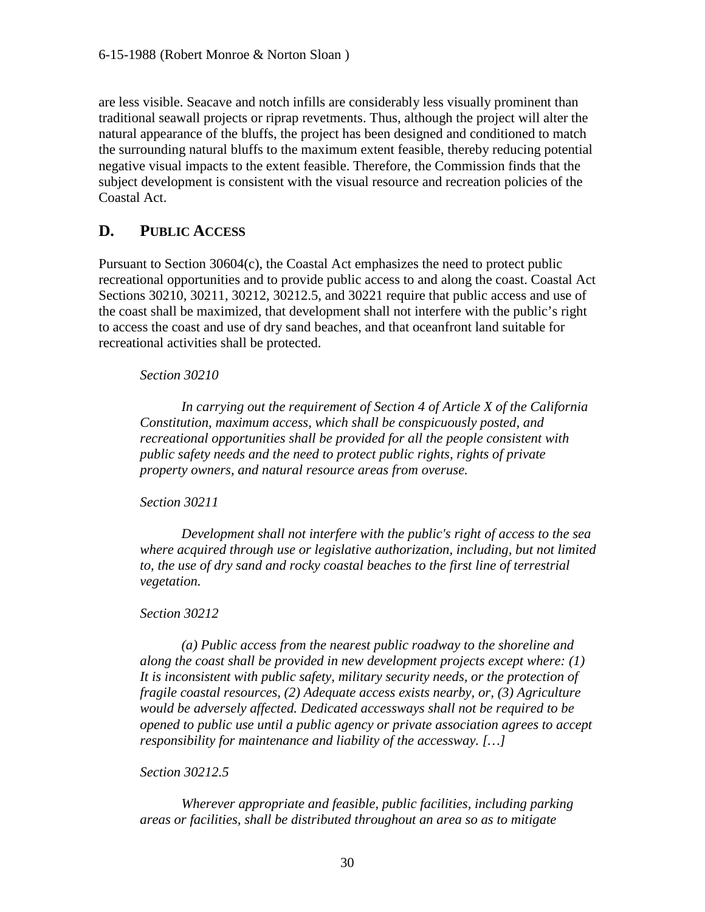are less visible. Seacave and notch infills are considerably less visually prominent than traditional seawall projects or riprap revetments. Thus, although the project will alter the natural appearance of the bluffs, the project has been designed and conditioned to match the surrounding natural bluffs to the maximum extent feasible, thereby reducing potential negative visual impacts to the extent feasible. Therefore, the Commission finds that the subject development is consistent with the visual resource and recreation policies of the Coastal Act.

## D. PUBLIC ACCESS

Pursuant to Section 30604(c), the Coastal Act emphasizes the need to protect public recreational opportunities and to provide public access to and along the coast. Coastal Act Sections 30210, 30211, 30212, 30212.5, and 30221 require that public access and use of the coast shall be maximized, that development shall not interfere with the public's right to access the coast and use of dry sand beaches, and that oceanfront land suitable for recreational activities shall be protected.

*Section 30210*

*In carrying out the requirement of Section 4 of Article X of the California Constitution, maximum access, which shall be conspicuously posted, and recreational opportunities shall be provided for all the people consistent with public safety needs and the need to protect public rights, rights of private property owners, and natural resource areas from overuse.*

*Section 30211*

*Development shall not interfere with the public's right of access to the sea where acquired through use or legislative authorization, including, but not limited to, the use of dry sand and rocky coastal beaches to the first line of terrestrial vegetation.*

*Section 30212*

*(a) Public access from the nearest public roadway to the shoreline and along the coast shall be provided in new development projects except where: (1) It is inconsistent with public safety, military security needs, or the protection of fragile coastal resources, (2) Adequate access exists nearby, or, (3) Agriculture would be adversely affected. Dedicated accessways shall not be required to be opened to public use until a public agency or private association agrees to accept responsibility for maintenance and liability of the accessway. […]*

*Section 30212.5*

*Wherever appropriate and feasible, public facilities, including parking areas or facilities, shall be distributed throughout an area so as to mitigate*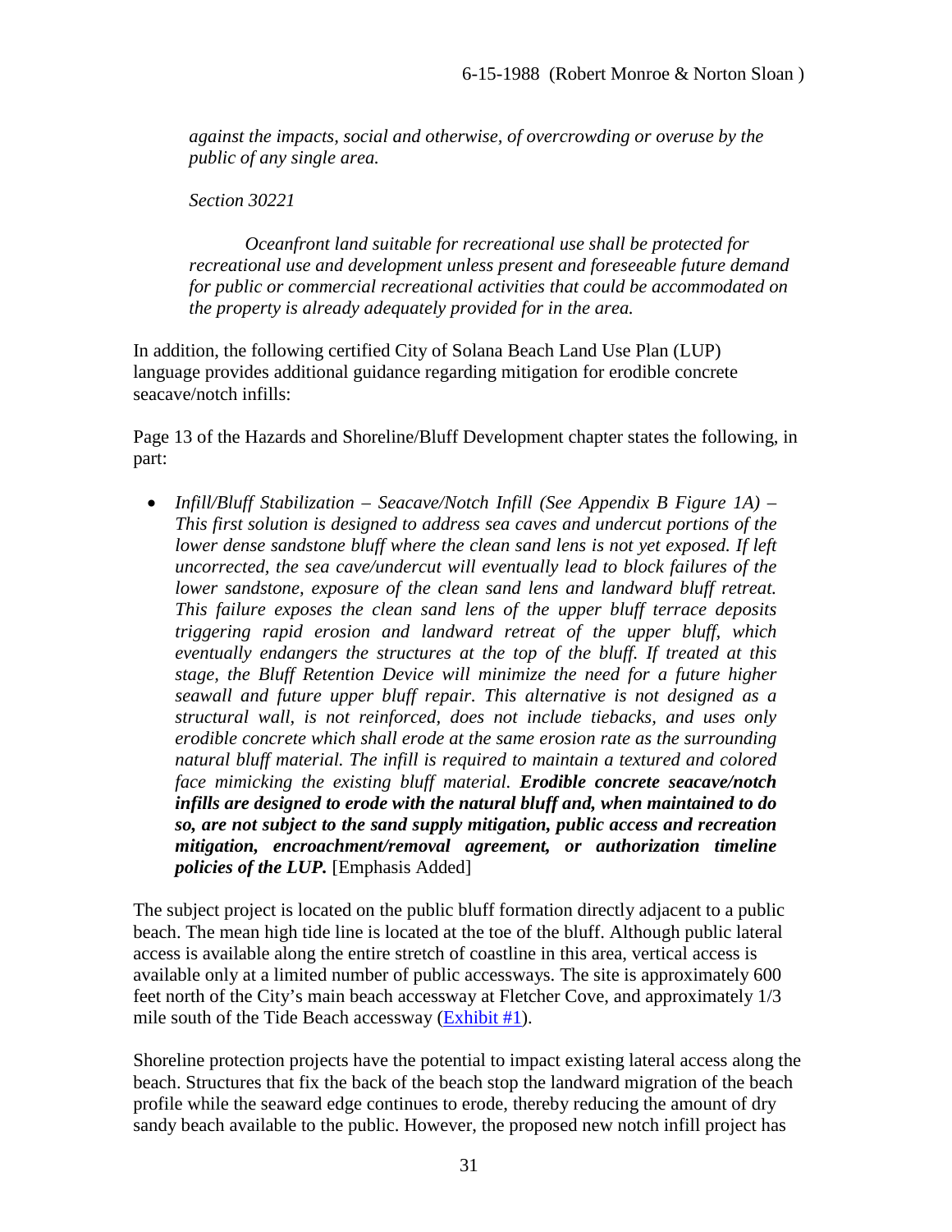*against the impacts, social and otherwise, of overcrowding or overuse by the public of any single area.*

*Section 30221*

*Oceanfront land suitable for recreational use shall be protected for recreational use and development unless present and foreseeable future demand for public or commercial recreational activities that could be accommodated on the property is already adequately provided for in the area.*

In addition, the following certified City of Solana Beach Land Use Plan (LUP) language provides additional guidance regarding mitigation for erodible concrete seacave/notch infills:

Page 13 of the Hazards and Shoreline/Bluff Development chapter states the following, in part:

- *Infill/Bluff Stabilization – Seacave/Notch Infill (See Appendix B Figure 1A) – This first solution is designed to address sea caves and undercut portions of the lower dense sandstone bluff where the clean sand lens is not yet exposed. If left uncorrected, the sea cave/undercut will eventually lead to block failures of the lower sandstone, exposure of the clean sand lens and landward bluff retreat. This failure exposes the clean sand lens of the upper bluff terrace deposits triggering rapid erosion and landward retreat of the upper bluff, which eventually endangers the structures at the top of the bluff. If treated at this stage, the Bluff Retention Device will minimize the need for a future higher seawall and future upper bluff repair. This alternative is not designed as a structural wall, is not reinforced, does not include tiebacks, and uses only erodible concrete which shall erode at the same erosion rate as the surrounding natural bluff material. The infill is required to maintain a textured and colored face mimicking the existing bluff material.* ***Erodible concrete seacave/notch infills are designed to erode with the natural bluff and, when maintained to do so, are not subject to the sand supply mitigation, public access and recreation mitigation, encroachment/removal agreement, or authorization timeline policies of the LUP.*** [Emphasis Added]

The subject project is located on the public bluff formation directly adjacent to a public beach. The mean high tide line is located at the toe of the bluff. Although public lateral access is available along the entire stretch of coastline in this area, vertical access is available only at a limited number of public accessways. The site is approximately 600 feet north of the City's main beach accessway at Fletcher Cove, and approximately 1/3 mile south of the Tide Beach accessway (Exhibit #1).

Shoreline protection projects have the potential to impact existing lateral access along the beach. Structures that fix the back of the beach stop the landward migration of the beach profile while the seaward edge continues to erode, thereby reducing the amount of dry sandy beach available to the public. However, the proposed new notch infill project has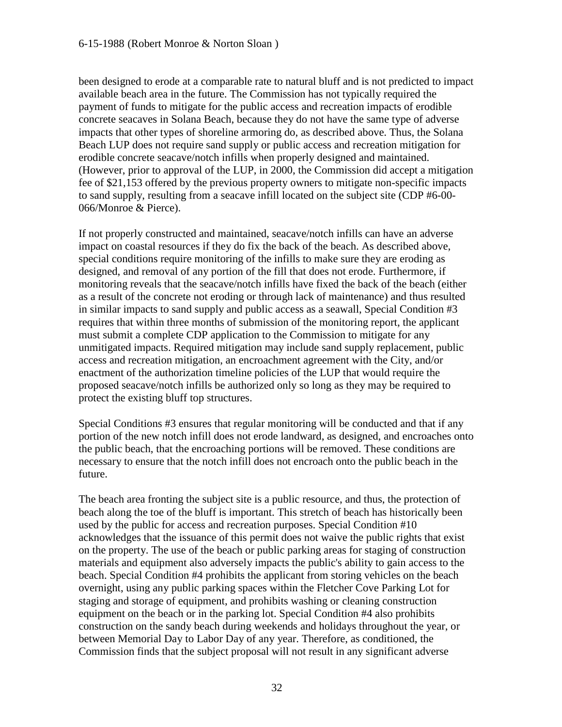been designed to erode at a comparable rate to natural bluff and is not predicted to impact available beach area in the future. The Commission has not typically required the payment of funds to mitigate for the public access and recreation impacts of erodible concrete seacaves in Solana Beach, because they do not have the same type of adverse impacts that other types of shoreline armoring do, as described above. Thus, the Solana Beach LUP does not require sand supply or public access and recreation mitigation for erodible concrete seacave/notch infills when properly designed and maintained. (However, prior to approval of the LUP, in 2000, the Commission did accept a mitigation fee of $21,153 offered by the previous property owners to mitigate non-specific impacts to sand supply, resulting from a seacave infill located on the subject site (CDP #6-00-066/Monroe & Pierce).

If not properly constructed and maintained, seacave/notch infills can have an adverse impact on coastal resources if they do fix the back of the beach. As described above, special conditions require monitoring of the infills to make sure they are eroding as designed, and removal of any portion of the fill that does not erode. Furthermore, if monitoring reveals that the seacave/notch infills have fixed the back of the beach (either as a result of the concrete not eroding or through lack of maintenance) and thus resulted in similar impacts to sand supply and public access as a seawall, Special Condition #3 requires that within three months of submission of the monitoring report, the applicant must submit a complete CDP application to the Commission to mitigate for any unmitigated impacts. Required mitigation may include sand supply replacement, public access and recreation mitigation, an encroachment agreement with the City, and/or enactment of the authorization timeline policies of the LUP that would require the proposed seacave/notch infills be authorized only so long as they may be required to protect the existing bluff top structures.

Special Conditions #3 ensures that regular monitoring will be conducted and that if any portion of the new notch infill does not erode landward, as designed, and encroaches onto the public beach, that the encroaching portions will be removed. These conditions are necessary to ensure that the notch infill does not encroach onto the public beach in the future.

The beach area fronting the subject site is a public resource, and thus, the protection of beach along the toe of the bluff is important. This stretch of beach has historically been used by the public for access and recreation purposes. Special Condition #10 acknowledges that the issuance of this permit does not waive the public rights that exist on the property. The use of the beach or public parking areas for staging of construction materials and equipment also adversely impacts the public's ability to gain access to the beach. Special Condition #4 prohibits the applicant from storing vehicles on the beach overnight, using any public parking spaces within the Fletcher Cove Parking Lot for staging and storage of equipment, and prohibits washing or cleaning construction equipment on the beach or in the parking lot. Special Condition #4 also prohibits construction on the sandy beach during weekends and holidays throughout the year, or between Memorial Day to Labor Day of any year. Therefore, as conditioned, the Commission finds that the subject proposal will not result in any significant adverse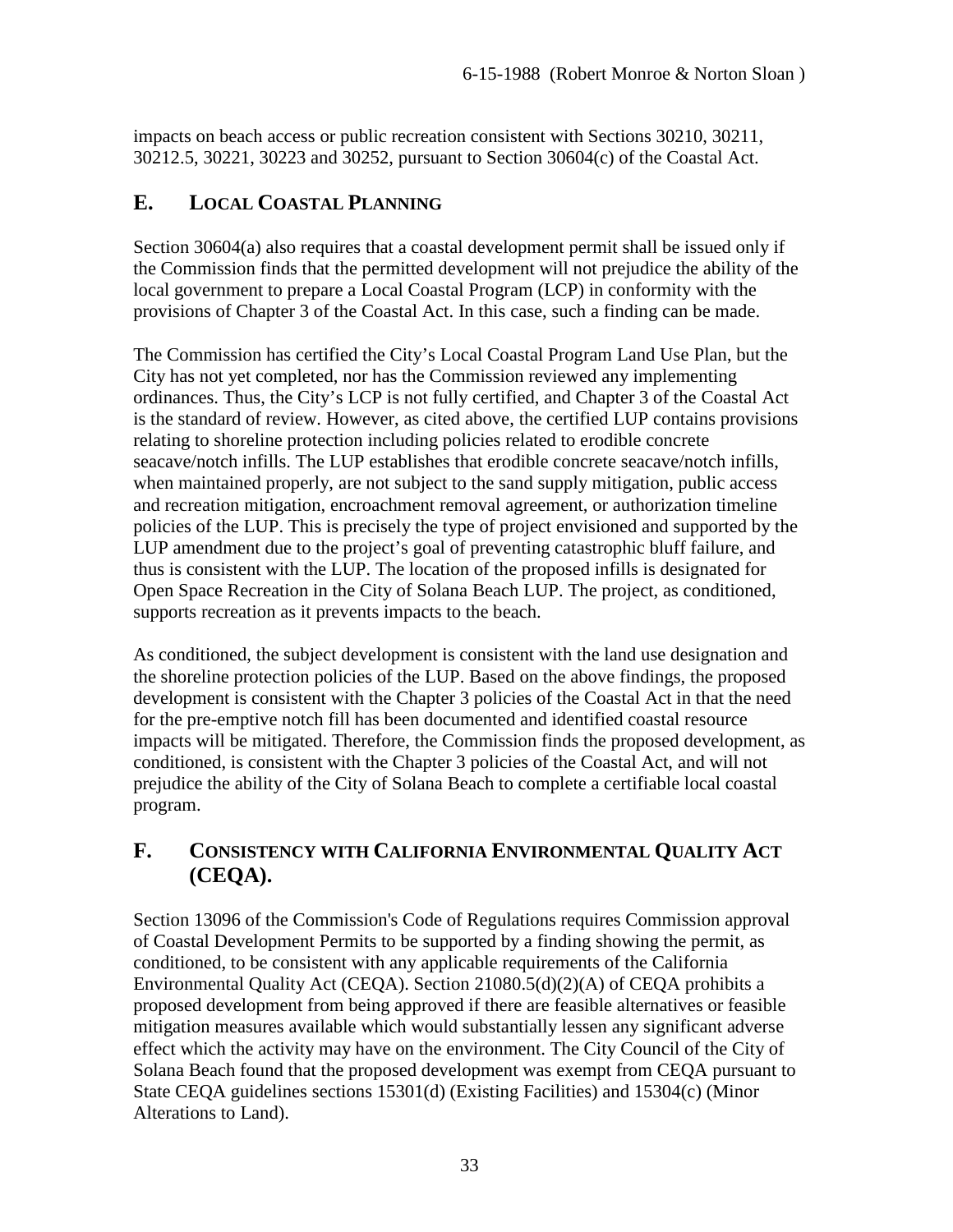impacts on beach access or public recreation consistent with Sections 30210, 30211, 30212.5, 30221, 30223 and 30252, pursuant to Section 30604(c) of the Coastal Act.

## E. LOCAL COASTAL PLANNING

Section 30604(a) also requires that a coastal development permit shall be issued only if the Commission finds that the permitted development will not prejudice the ability of the local government to prepare a Local Coastal Program (LCP) in conformity with the provisions of Chapter 3 of the Coastal Act. In this case, such a finding can be made.

The Commission has certified the City's Local Coastal Program Land Use Plan, but the City has not yet completed, nor has the Commission reviewed any implementing ordinances. Thus, the City's LCP is not fully certified, and Chapter 3 of the Coastal Act is the standard of review. However, as cited above, the certified LUP contains provisions relating to shoreline protection including policies related to erodible concrete seacave/notch infills. The LUP establishes that erodible concrete seacave/notch infills, when maintained properly, are not subject to the sand supply mitigation, public access and recreation mitigation, encroachment removal agreement, or authorization timeline policies of the LUP. This is precisely the type of project envisioned and supported by the LUP amendment due to the project's goal of preventing catastrophic bluff failure, and thus is consistent with the LUP. The location of the proposed infills is designated for Open Space Recreation in the City of Solana Beach LUP. The project, as conditioned, supports recreation as it prevents impacts to the beach.

As conditioned, the subject development is consistent with the land use designation and the shoreline protection policies of the LUP. Based on the above findings, the proposed development is consistent with the Chapter 3 policies of the Coastal Act in that the need for the pre-emptive notch fill has been documented and identified coastal resource impacts will be mitigated. Therefore, the Commission finds the proposed development, as conditioned, is consistent with the Chapter 3 policies of the Coastal Act, and will not prejudice the ability of the City of Solana Beach to complete a certifiable local coastal program.

## F. CONSISTENCY WITH CALIFORNIA ENVIRONMENTAL QUALITY ACT (CEQA).

Section 13096 of the Commission's Code of Regulations requires Commission approval of Coastal Development Permits to be supported by a finding showing the permit, as conditioned, to be consistent with any applicable requirements of the California Environmental Quality Act (CEQA). Section 21080.5(d)(2)(A) of CEQA prohibits a proposed development from being approved if there are feasible alternatives or feasible mitigation measures available which would substantially lessen any significant adverse effect which the activity may have on the environment. The City Council of the City of Solana Beach found that the proposed development was exempt from CEQA pursuant to State CEQA guidelines sections 15301(d) (Existing Facilities) and 15304(c) (Minor Alterations to Land).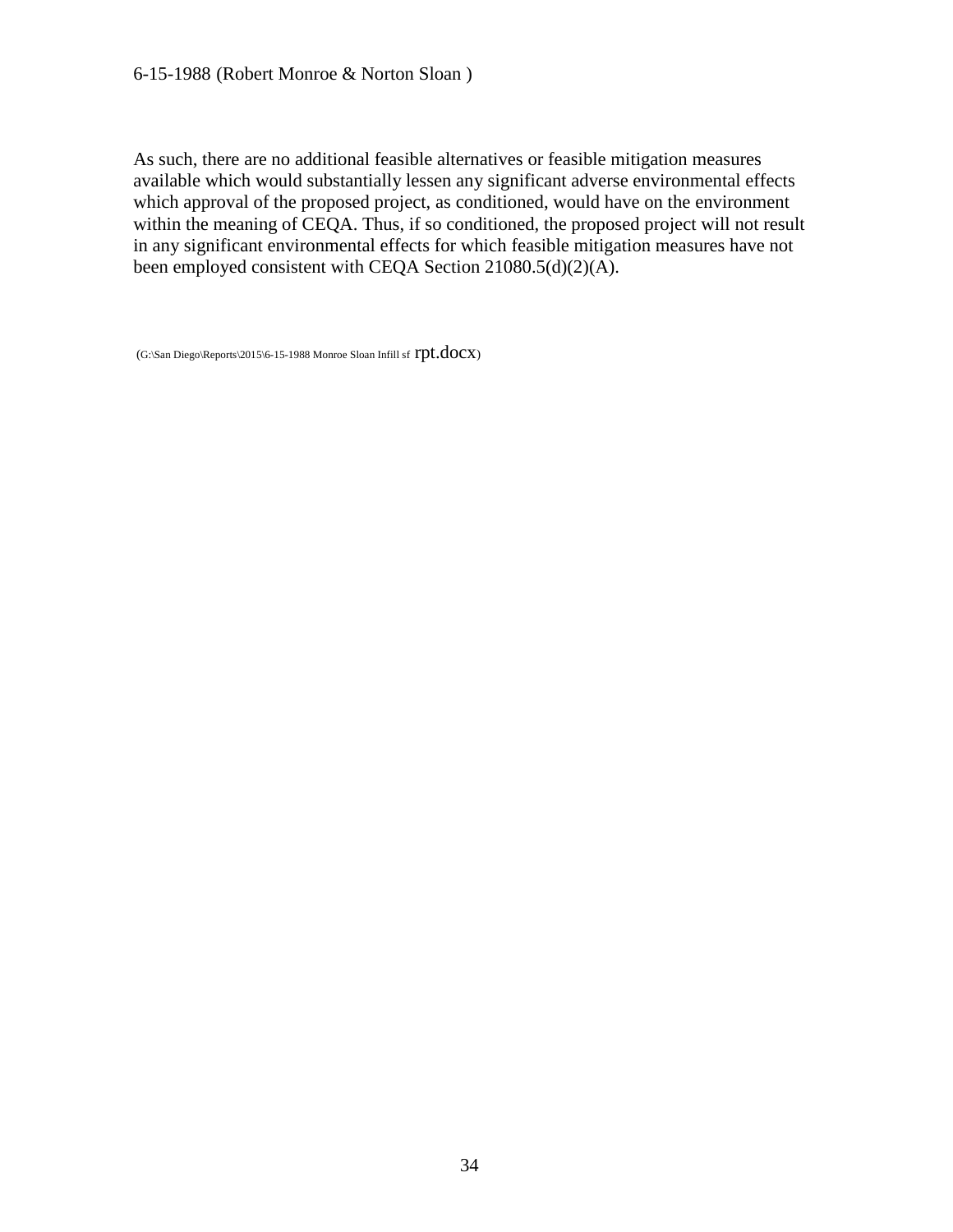As such, there are no additional feasible alternatives or feasible mitigation measures available which would substantially lessen any significant adverse environmental effects which approval of the proposed project, as conditioned, would have on the environment within the meaning of CEQA. Thus, if so conditioned, the proposed project will not result in any significant environmental effects for which feasible mitigation measures have not been employed consistent with CEQA Section 21080.5(d)(2)(A).

(G:\San Diego\Reports\2015\6-15-1988 Monroe Sloan Infill sf rpt.docx)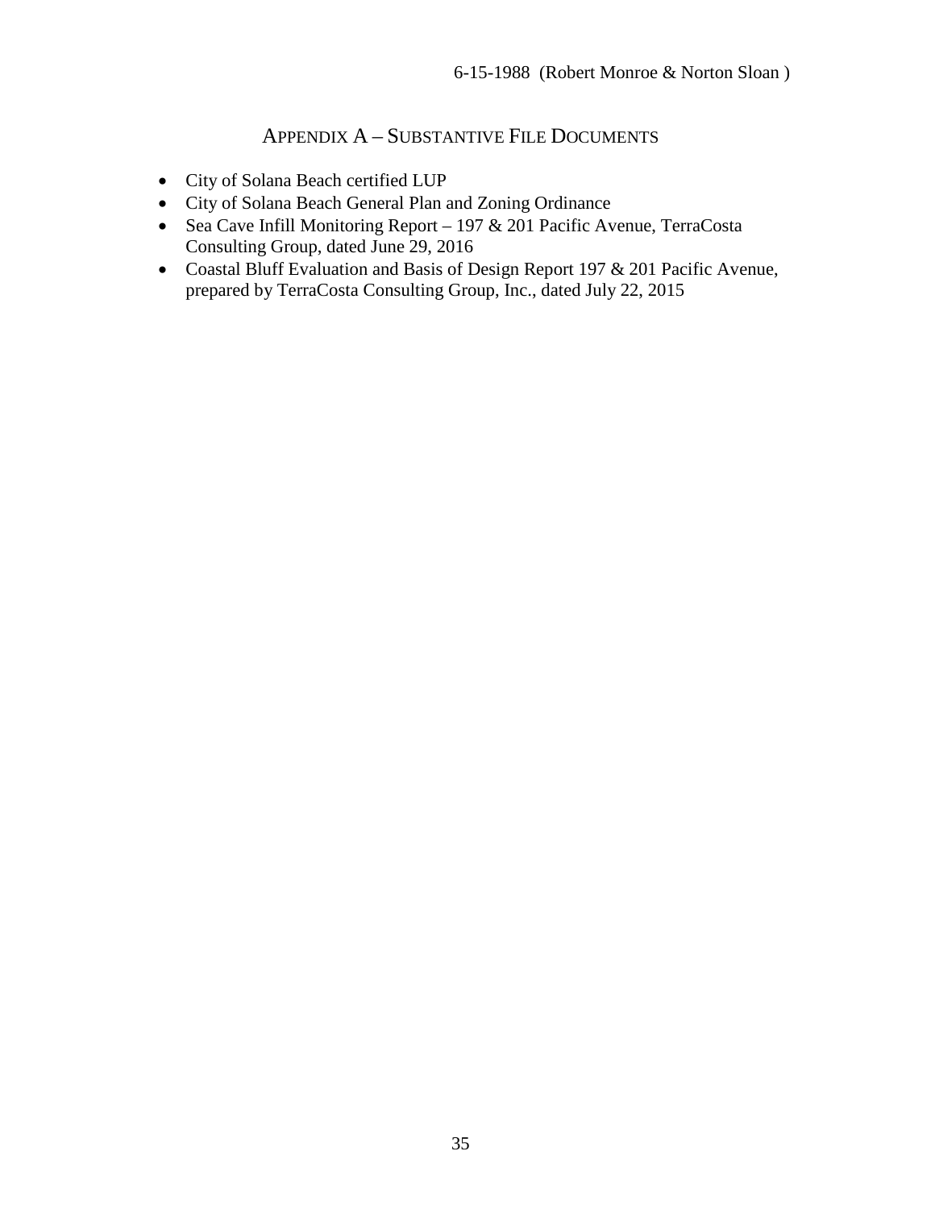## Appendix A – Substantive File Documents

- City of Solana Beach certified LUP
- City of Solana Beach General Plan and Zoning Ordinance
- Sea Cave Infill Monitoring Report – 197 & 201 Pacific Avenue, TerraCosta Consulting Group, dated June 29, 2016
- Coastal Bluff Evaluation and Basis of Design Report 197 & 201 Pacific Avenue, prepared by TerraCosta Consulting Group, Inc., dated July 22, 2015